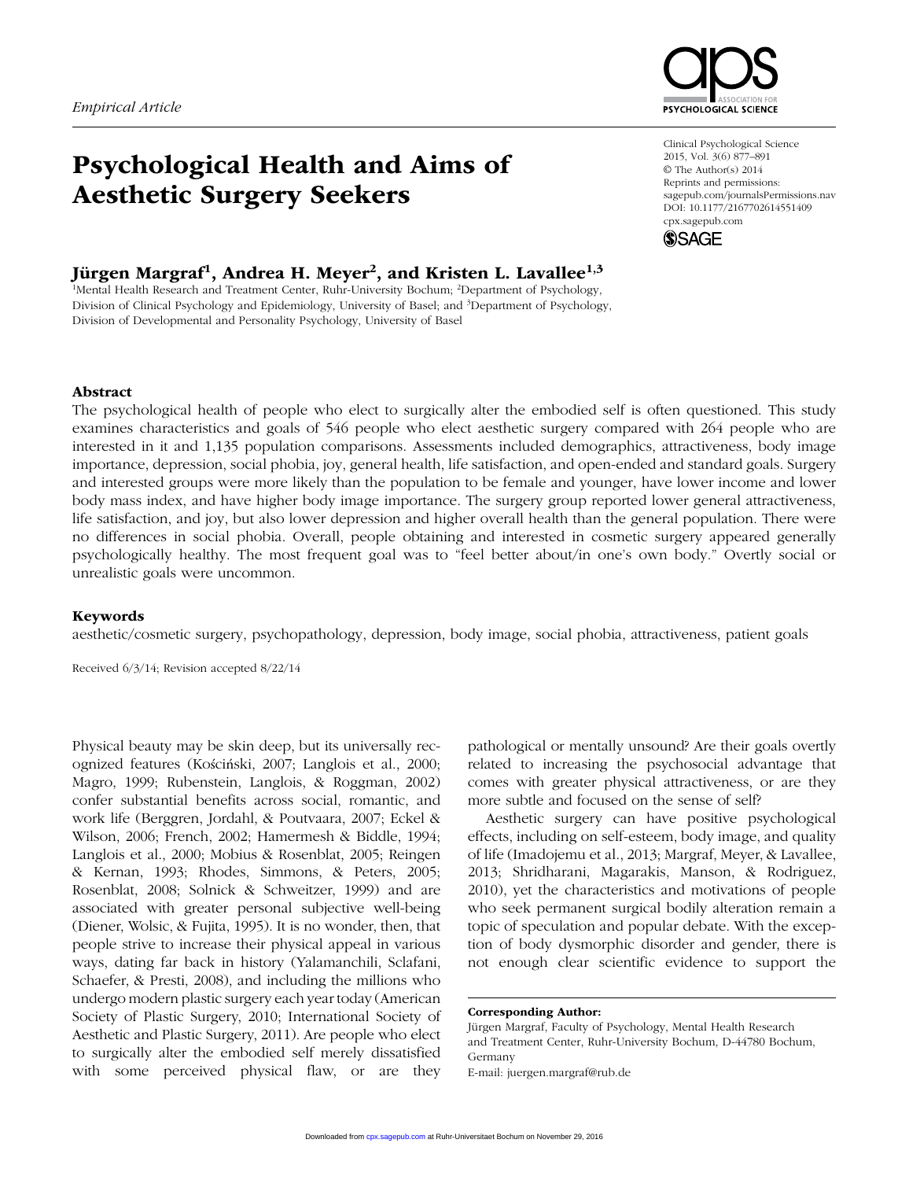*Empirical Article*

# Psychological Health and Aims of Aesthetic Surgery Seekers

Clinical Psychological Science
2015, Vol. 3(6) 877–891
© The Author(s) 2014
Reprints and permissions: sagepub.com/journalsPermissions.nav
DOI: 10.1177/2167702614551409
cpx.sagepub.com

**Jürgen Margraf[1], Andrea H. Meyer[2], and Kristen L. Lavallee[1,3]**

[1]Mental Health Research and Treatment Center, Ruhr-University Bochum; [2]Department of Psychology, Division of Clinical Psychology and Epidemiology, University of Basel; and [3]Department of Psychology, Division of Developmental and Personality Psychology, University of Basel

## Abstract

The psychological health of people who elect to surgically alter the embodied self is often questioned. This study examines characteristics and goals of 546 people who elect aesthetic surgery compared with 264 people who are interested in it and 1,135 population comparisons. Assessments included demographics, attractiveness, body image importance, depression, social phobia, joy, general health, life satisfaction, and open-ended and standard goals. Surgery and interested groups were more likely than the population to be female and younger, have lower income and lower body mass index, and have higher body image importance. The surgery group reported lower general attractiveness, life satisfaction, and joy, but also lower depression and higher overall health than the general population. There were no differences in social phobia. Overall, people obtaining and interested in cosmetic surgery appeared generally psychologically healthy. The most frequent goal was to "feel better about/in one's own body." Overtly social or unrealistic goals were uncommon.

## Keywords

aesthetic/cosmetic surgery, psychopathology, depression, body image, social phobia, attractiveness, patient goals

Received 6/3/14; Revision accepted 8/22/14

Physical beauty may be skin deep, but its universally recognized features (Kościński, 2007; Langlois et al., 2000; Magro, 1999; Rubenstein, Langlois, & Roggman, 2002) confer substantial benefits across social, romantic, and work life (Berggren, Jordahl, & Poutvaara, 2007; Eckel & Wilson, 2006; French, 2002; Hamermesh & Biddle, 1994; Langlois et al., 2000; Mobius & Rosenblat, 2005; Reingen & Kernan, 1993; Rhodes, Simmons, & Peters, 2005; Rosenblat, 2008; Solnick & Schweitzer, 1999) and are associated with greater personal subjective well-being (Diener, Wolsic, & Fujita, 1995). It is no wonder, then, that people strive to increase their physical appeal in various ways, dating far back in history (Yalamanchili, Sclafani, Schaefer, & Presti, 2008), and including the millions who undergo modern plastic surgery each year today (American Society of Plastic Surgery, 2010; International Society of Aesthetic and Plastic Surgery, 2011). Are people who elect to surgically alter the embodied self merely dissatisfied with some perceived physical flaw, or are they pathological or mentally unsound? Are their goals overtly related to increasing the psychosocial advantage that comes with greater physical attractiveness, or are they more subtle and focused on the sense of self?

Aesthetic surgery can have positive psychological effects, including on self-esteem, body image, and quality of life (Imadojemu et al., 2013; Margraf, Meyer, & Lavallee, 2013; Shridharani, Magarakis, Manson, & Rodriguez, 2010), yet the characteristics and motivations of people who seek permanent surgical bodily alteration remain a topic of speculation and popular debate. With the exception of body dysmorphic disorder and gender, there is not enough clear scientific evidence to support the

**Corresponding Author:**
Jürgen Margraf, Faculty of Psychology, Mental Health Research and Treatment Center, Ruhr-University Bochum, D-44780 Bochum, Germany
E-mail: juergen.margraf@rub.de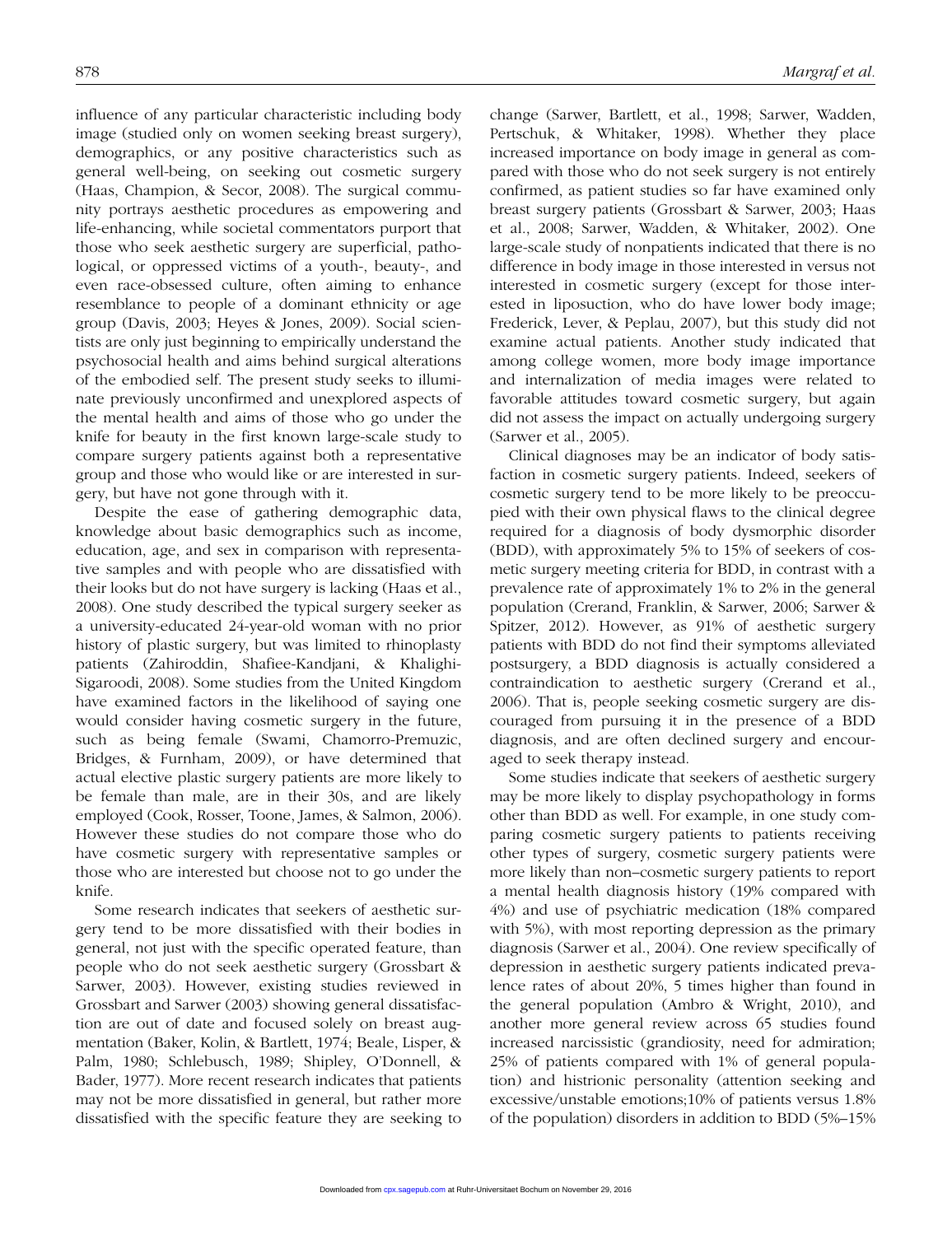influence of any particular characteristic including body image (studied only on women seeking breast surgery), demographics, or any positive characteristics such as general well-being, on seeking out cosmetic surgery (Haas, Champion, & Secor, 2008). The surgical community portrays aesthetic procedures as empowering and life-enhancing, while societal commentators purport that those who seek aesthetic surgery are superficial, pathological, or oppressed victims of a youth-, beauty-, and even race-obsessed culture, often aiming to enhance resemblance to people of a dominant ethnicity or age group (Davis, 2003; Heyes & Jones, 2009). Social scientists are only just beginning to empirically understand the psychosocial health and aims behind surgical alterations of the embodied self. The present study seeks to illuminate previously unconfirmed and unexplored aspects of the mental health and aims of those who go under the knife for beauty in the first known large-scale study to compare surgery patients against both a representative group and those who would like or are interested in surgery, but have not gone through with it.

Despite the ease of gathering demographic data, knowledge about basic demographics such as income, education, age, and sex in comparison with representative samples and with people who are dissatisfied with their looks but do not have surgery is lacking (Haas et al., 2008). One study described the typical surgery seeker as a university-educated 24-year-old woman with no prior history of plastic surgery, but was limited to rhinoplasty patients (Zahiroddin, Shafiee-Kandjani, & Khalighi-Sigaroodi, 2008). Some studies from the United Kingdom have examined factors in the likelihood of saying one would consider having cosmetic surgery in the future, such as being female (Swami, Chamorro-Premuzic, Bridges, & Furnham, 2009), or have determined that actual elective plastic surgery patients are more likely to be female than male, are in their 30s, and are likely employed (Cook, Rosser, Toone, James, & Salmon, 2006). However these studies do not compare those who do have cosmetic surgery with representative samples or those who are interested but choose not to go under the knife.

Some research indicates that seekers of aesthetic surgery tend to be more dissatisfied with their bodies in general, not just with the specific operated feature, than people who do not seek aesthetic surgery (Grossbart & Sarwer, 2003). However, existing studies reviewed in Grossbart and Sarwer (2003) showing general dissatisfaction are out of date and focused solely on breast augmentation (Baker, Kolin, & Bartlett, 1974; Beale, Lisper, & Palm, 1980; Schlebusch, 1989; Shipley, O'Donnell, & Bader, 1977). More recent research indicates that patients may not be more dissatisfied in general, but rather more dissatisfied with the specific feature they are seeking to change (Sarwer, Bartlett, et al., 1998; Sarwer, Wadden, Pertschuk, & Whitaker, 1998). Whether they place increased importance on body image in general as compared with those who do not seek surgery is not entirely confirmed, as patient studies so far have examined only breast surgery patients (Grossbart & Sarwer, 2003; Haas et al., 2008; Sarwer, Wadden, & Whitaker, 2002). One large-scale study of nonpatients indicated that there is no difference in body image in those interested in versus not interested in cosmetic surgery (except for those interested in liposuction, who do have lower body image; Frederick, Lever, & Peplau, 2007), but this study did not examine actual patients. Another study indicated that among college women, more body image importance and internalization of media images were related to favorable attitudes toward cosmetic surgery, but again did not assess the impact on actually undergoing surgery (Sarwer et al., 2005).

Clinical diagnoses may be an indicator of body satisfaction in cosmetic surgery patients. Indeed, seekers of cosmetic surgery tend to be more likely to be preoccupied with their own physical flaws to the clinical degree required for a diagnosis of body dysmorphic disorder (BDD), with approximately 5% to 15% of seekers of cosmetic surgery meeting criteria for BDD, in contrast with a prevalence rate of approximately 1% to 2% in the general population (Crerand, Franklin, & Sarwer, 2006; Sarwer & Spitzer, 2012). However, as 91% of aesthetic surgery patients with BDD do not find their symptoms alleviated postsurgery, a BDD diagnosis is actually considered a contraindication to aesthetic surgery (Crerand et al., 2006). That is, people seeking cosmetic surgery are discouraged from pursuing it in the presence of a BDD diagnosis, and are often declined surgery and encouraged to seek therapy instead.

Some studies indicate that seekers of aesthetic surgery may be more likely to display psychopathology in forms other than BDD as well. For example, in one study comparing cosmetic surgery patients to patients receiving other types of surgery, cosmetic surgery patients were more likely than non–cosmetic surgery patients to report a mental health diagnosis history (19% compared with 4%) and use of psychiatric medication (18% compared with 5%), with most reporting depression as the primary diagnosis (Sarwer et al., 2004). One review specifically of depression in aesthetic surgery patients indicated prevalence rates of about 20%, 5 times higher than found in the general population (Ambro & Wright, 2010), and another more general review across 65 studies found increased narcissistic (grandiosity, need for admiration; 25% of patients compared with 1% of general population) and histrionic personality (attention seeking and excessive/unstable emotions;10% of patients versus 1.8% of the population) disorders in addition to BDD (5%–15%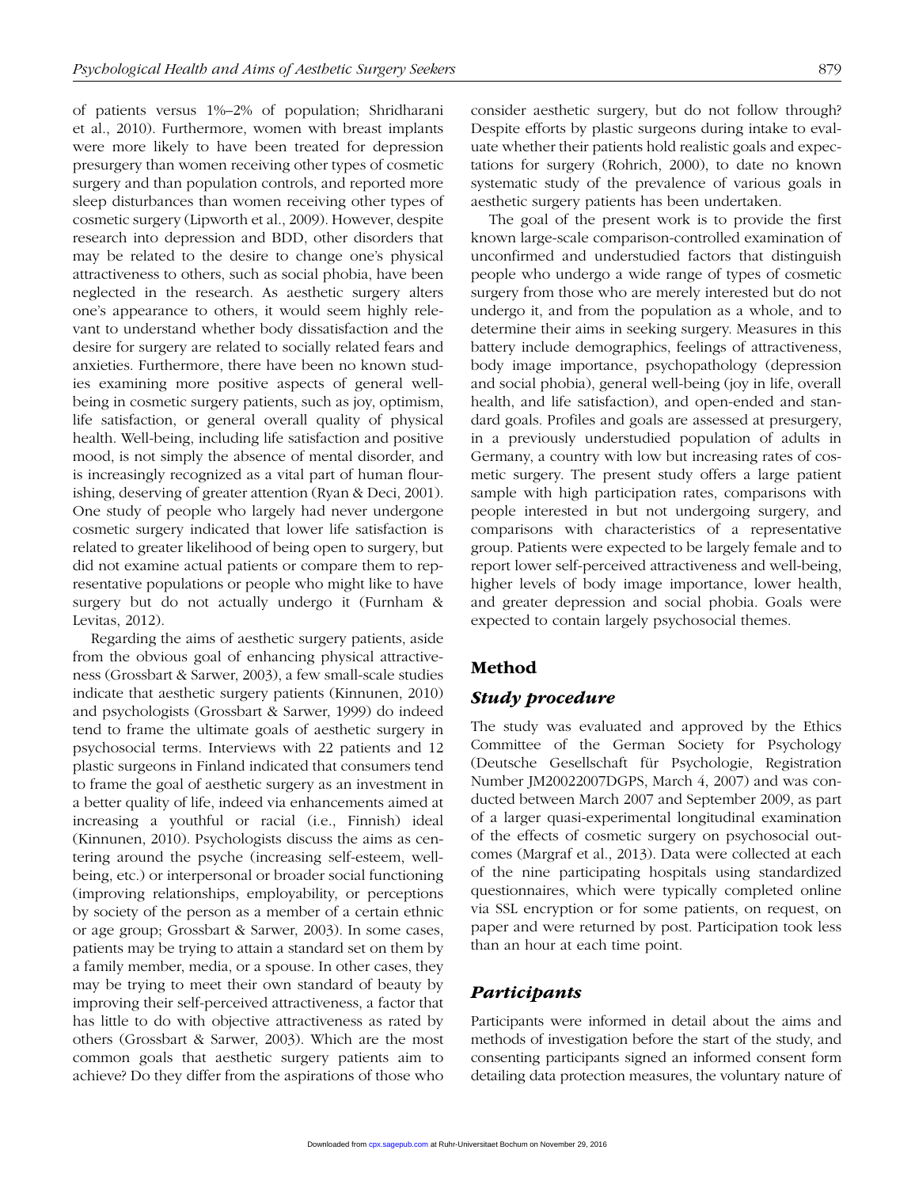of patients versus 1%–2% of population; Shridharani et al., 2010). Furthermore, women with breast implants were more likely to have been treated for depression presurgery than women receiving other types of cosmetic surgery and than population controls, and reported more sleep disturbances than women receiving other types of cosmetic surgery (Lipworth et al., 2009). However, despite research into depression and BDD, other disorders that may be related to the desire to change one's physical attractiveness to others, such as social phobia, have been neglected in the research. As aesthetic surgery alters one's appearance to others, it would seem highly relevant to understand whether body dissatisfaction and the desire for surgery are related to socially related fears and anxieties. Furthermore, there have been no known studies examining more positive aspects of general well-being in cosmetic surgery patients, such as joy, optimism, life satisfaction, or general overall quality of physical health. Well-being, including life satisfaction and positive mood, is not simply the absence of mental disorder, and is increasingly recognized as a vital part of human flourishing, deserving of greater attention (Ryan & Deci, 2001). One study of people who largely had never undergone cosmetic surgery indicated that lower life satisfaction is related to greater likelihood of being open to surgery, but did not examine actual patients or compare them to representative populations or people who might like to have surgery but do not actually undergo it (Furnham & Levitas, 2012).

Regarding the aims of aesthetic surgery patients, aside from the obvious goal of enhancing physical attractiveness (Grossbart & Sarwer, 2003), a few small-scale studies indicate that aesthetic surgery patients (Kinnunen, 2010) and psychologists (Grossbart & Sarwer, 1999) do indeed tend to frame the ultimate goals of aesthetic surgery in psychosocial terms. Interviews with 22 patients and 12 plastic surgeons in Finland indicated that consumers tend to frame the goal of aesthetic surgery as an investment in a better quality of life, indeed via enhancements aimed at increasing a youthful or racial (i.e., Finnish) ideal (Kinnunen, 2010). Psychologists discuss the aims as centering around the psyche (increasing self-esteem, well-being, etc.) or interpersonal or broader social functioning (improving relationships, employability, or perceptions by society of the person as a member of a certain ethnic or age group; Grossbart & Sarwer, 2003). In some cases, patients may be trying to attain a standard set on them by a family member, media, or a spouse. In other cases, they may be trying to meet their own standard of beauty by improving their self-perceived attractiveness, a factor that has little to do with objective attractiveness as rated by others (Grossbart & Sarwer, 2003). Which are the most common goals that aesthetic surgery patients aim to achieve? Do they differ from the aspirations of those who consider aesthetic surgery, but do not follow through? Despite efforts by plastic surgeons during intake to evaluate whether their patients hold realistic goals and expectations for surgery (Rohrich, 2000), to date no known systematic study of the prevalence of various goals in aesthetic surgery patients has been undertaken.

The goal of the present work is to provide the first known large-scale comparison-controlled examination of unconfirmed and understudied factors that distinguish people who undergo a wide range of types of cosmetic surgery from those who are merely interested but do not undergo it, and from the population as a whole, and to determine their aims in seeking surgery. Measures in this battery include demographics, feelings of attractiveness, body image importance, psychopathology (depression and social phobia), general well-being (joy in life, overall health, and life satisfaction), and open-ended and standard goals. Profiles and goals are assessed at presurgery, in a previously understudied population of adults in Germany, a country with low but increasing rates of cosmetic surgery. The present study offers a large patient sample with high participation rates, comparisons with people interested in but not undergoing surgery, and comparisons with characteristics of a representative group. Patients were expected to be largely female and to report lower self-perceived attractiveness and well-being, higher levels of body image importance, lower health, and greater depression and social phobia. Goals were expected to contain largely psychosocial themes.

## Method

### *Study procedure*

The study was evaluated and approved by the Ethics Committee of the German Society for Psychology (Deutsche Gesellschaft für Psychologie, Registration Number JM20022007DGPS, March 4, 2007) and was conducted between March 2007 and September 2009, as part of a larger quasi-experimental longitudinal examination of the effects of cosmetic surgery on psychosocial outcomes (Margraf et al., 2013). Data were collected at each of the nine participating hospitals using standardized questionnaires, which were typically completed online via SSL encryption or for some patients, on request, on paper and were returned by post. Participation took less than an hour at each time point.

### *Participants*

Participants were informed in detail about the aims and methods of investigation before the start of the study, and consenting participants signed an informed consent form detailing data protection measures, the voluntary nature of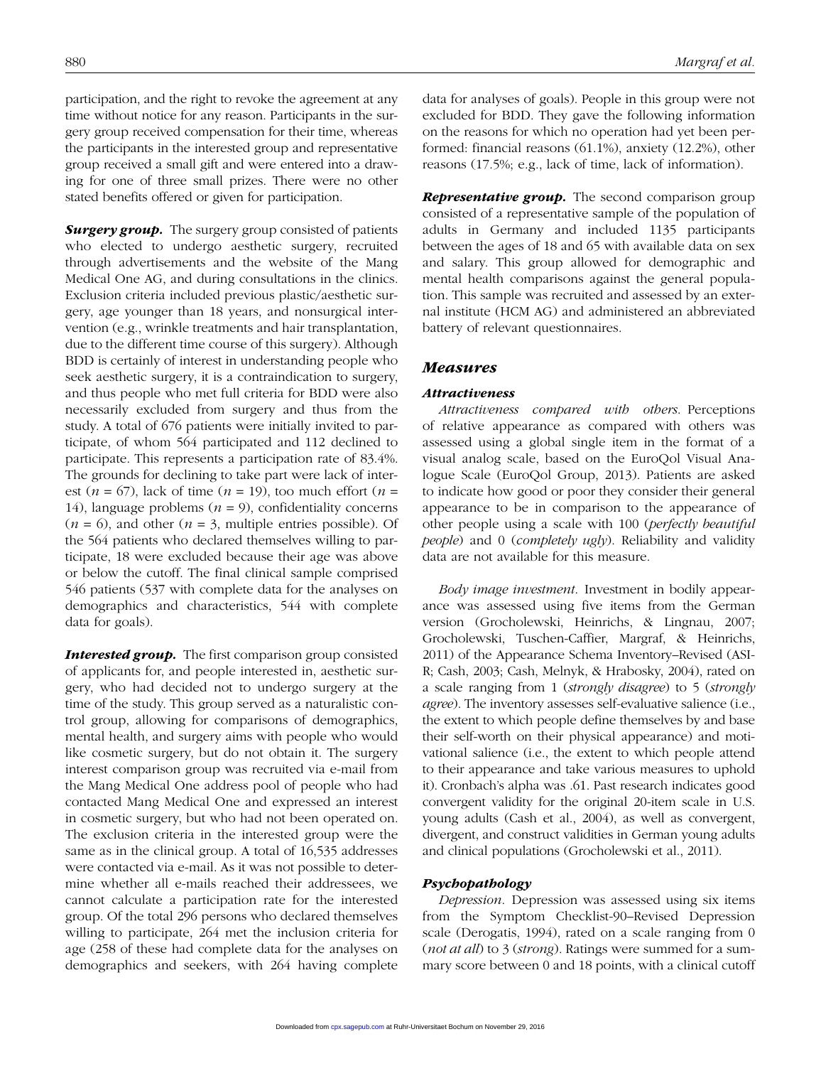participation, and the right to revoke the agreement at any time without notice for any reason. Participants in the surgery group received compensation for their time, whereas the participants in the interested group and representative group received a small gift and were entered into a drawing for one of three small prizes. There were no other stated benefits offered or given for participation.

***Surgery group.*** The surgery group consisted of patients who elected to undergo aesthetic surgery, recruited through advertisements and the website of the Mang Medical One AG, and during consultations in the clinics. Exclusion criteria included previous plastic/aesthetic surgery, age younger than 18 years, and nonsurgical intervention (e.g., wrinkle treatments and hair transplantation, due to the different time course of this surgery). Although BDD is certainly of interest in understanding people who seek aesthetic surgery, it is a contraindication to surgery, and thus people who met full criteria for BDD were also necessarily excluded from surgery and thus from the study. A total of 676 patients were initially invited to participate, of whom 564 participated and 112 declined to participate. This represents a participation rate of 83.4%. The grounds for declining to take part were lack of interest ($n$ = 67), lack of time ($n$ = 19), too much effort ($n$ = 14), language problems ($n$ = 9), confidentiality concerns ($n$ = 6), and other ($n$ = 3, multiple entries possible). Of the 564 patients who declared themselves willing to participate, 18 were excluded because their age was above or below the cutoff. The final clinical sample comprised 546 patients (537 with complete data for the analyses on demographics and characteristics, 544 with complete data for goals).

***Interested group.*** The first comparison group consisted of applicants for, and people interested in, aesthetic surgery, who had decided not to undergo surgery at the time of the study. This group served as a naturalistic control group, allowing for comparisons of demographics, mental health, and surgery aims with people who would like cosmetic surgery, but do not obtain it. The surgery interest comparison group was recruited via e-mail from the Mang Medical One address pool of people who had contacted Mang Medical One and expressed an interest in cosmetic surgery, but who had not been operated on. The exclusion criteria in the interested group were the same as in the clinical group. A total of 16,535 addresses were contacted via e-mail. As it was not possible to determine whether all e-mails reached their addressees, we cannot calculate a participation rate for the interested group. Of the total 296 persons who declared themselves willing to participate, 264 met the inclusion criteria for age (258 of these had complete data for the analyses on demographics and seekers, with 264 having complete data for analyses of goals). People in this group were not excluded for BDD. They gave the following information on the reasons for which no operation had yet been performed: financial reasons (61.1%), anxiety (12.2%), other reasons (17.5%; e.g., lack of time, lack of information).

***Representative group.*** The second comparison group consisted of a representative sample of the population of adults in Germany and included 1135 participants between the ages of 18 and 65 with available data on sex and salary. This group allowed for demographic and mental health comparisons against the general population. This sample was recruited and assessed by an external institute (HCM AG) and administered an abbreviated battery of relevant questionnaires.

## Measures

### Attractiveness

*Attractiveness compared with others*. Perceptions of relative appearance as compared with others was assessed using a global single item in the format of a visual analog scale, based on the EuroQol Visual Analogue Scale (EuroQol Group, 2013). Patients are asked to indicate how good or poor they consider their general appearance to be in comparison to the appearance of other people using a scale with 100 (*perfectly beautiful people*) and 0 (*completely ugly*). Reliability and validity data are not available for this measure.

*Body image investment*. Investment in bodily appearance was assessed using five items from the German version (Grocholewski, Heinrichs, & Lingnau, 2007; Grocholewski, Tuschen-Caffier, Margraf, & Heinrichs, 2011) of the Appearance Schema Inventory–Revised (ASI-R; Cash, 2003; Cash, Melnyk, & Hrabosky, 2004), rated on a scale ranging from 1 (*strongly disagree*) to 5 (*strongly agree*). The inventory assesses self-evaluative salience (i.e., the extent to which people define themselves by and base their self-worth on their physical appearance) and motivational salience (i.e., the extent to which people attend to their appearance and take various measures to uphold it). Cronbach's alpha was .61. Past research indicates good convergent validity for the original 20-item scale in U.S. young adults (Cash et al., 2004), as well as convergent, divergent, and construct validities in German young adults and clinical populations (Grocholewski et al., 2011).

### Psychopathology

*Depression*. Depression was assessed using six items from the Symptom Checklist-90–Revised Depression scale (Derogatis, 1994), rated on a scale ranging from 0 (*not at all*) to 3 (*strong*). Ratings were summed for a summary score between 0 and 18 points, with a clinical cutoff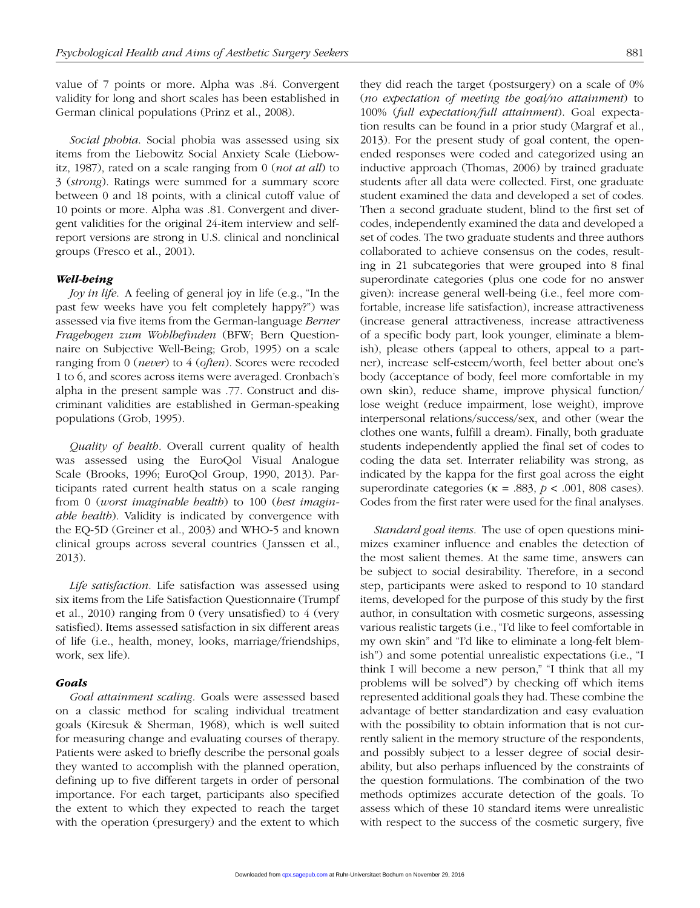value of 7 points or more. Alpha was .84. Convergent validity for long and short scales has been established in German clinical populations (Prinz et al., 2008).

*Social phobia*. Social phobia was assessed using six items from the Liebowitz Social Anxiety Scale (Liebowitz, 1987), rated on a scale ranging from 0 (*not at all*) to 3 (*strong*). Ratings were summed for a summary score between 0 and 18 points, with a clinical cutoff value of 10 points or more. Alpha was .81. Convergent and divergent validities for the original 24-item interview and self-report versions are strong in U.S. clinical and nonclinical groups (Fresco et al., 2001).

### *Well-being*

*Joy in life*. A feeling of general joy in life (e.g., "In the past few weeks have you felt completely happy?") was assessed via five items from the German-language *Berner Fragebogen zum Wohlbefinden* (BFW; Bern Questionnaire on Subjective Well-Being; Grob, 1995) on a scale ranging from 0 (*never*) to 4 (*often*). Scores were recoded 1 to 6, and scores across items were averaged. Cronbach's alpha in the present sample was .77. Construct and discriminant validities are established in German-speaking populations (Grob, 1995).

*Quality of health*. Overall current quality of health was assessed using the EuroQol Visual Analogue Scale (Brooks, 1996; EuroQol Group, 1990, 2013). Participants rated current health status on a scale ranging from 0 (*worst imaginable health*) to 100 (*best imaginable health*). Validity is indicated by convergence with the EQ-5D (Greiner et al., 2003) and WHO-5 and known clinical groups across several countries (Janssen et al., 2013).

*Life satisfaction*. Life satisfaction was assessed using six items from the Life Satisfaction Questionnaire (Trumpf et al., 2010) ranging from 0 (very unsatisfied) to 4 (very satisfied). Items assessed satisfaction in six different areas of life (i.e., health, money, looks, marriage/friendships, work, sex life).

### *Goals*

*Goal attainment scaling*. Goals were assessed based on a classic method for scaling individual treatment goals (Kiresuk & Sherman, 1968), which is well suited for measuring change and evaluating courses of therapy. Patients were asked to briefly describe the personal goals they wanted to accomplish with the planned operation, defining up to five different targets in order of personal importance. For each target, participants also specified the extent to which they expected to reach the target with the operation (presurgery) and the extent to which they did reach the target (postsurgery) on a scale of 0% (*no expectation of meeting the goal/no attainment*) to 100% (*full expectation/full attainment*). Goal expectation results can be found in a prior study (Margraf et al., 2013). For the present study of goal content, the open-ended responses were coded and categorized using an inductive approach (Thomas, 2006) by trained graduate students after all data were collected. First, one graduate student examined the data and developed a set of codes. Then a second graduate student, blind to the first set of codes, independently examined the data and developed a set of codes. The two graduate students and three authors collaborated to achieve consensus on the codes, resulting in 21 subcategories that were grouped into 8 final superordinate categories (plus one code for no answer given): increase general well-being (i.e., feel more comfortable, increase life satisfaction), increase attractiveness (increase general attractiveness, increase attractiveness of a specific body part, look younger, eliminate a blemish), please others (appeal to others, appeal to a partner), increase self-esteem/worth, feel better about one's body (acceptance of body, feel more comfortable in my own skin), reduce shame, improve physical function/lose weight (reduce impairment, lose weight), improve interpersonal relations/success/sex, and other (wear the clothes one wants, fulfill a dream). Finally, both graduate students independently applied the final set of codes to coding the data set. Interrater reliability was strong, as indicated by the kappa for the first goal across the eight superordinate categories ($\kappa = .883$, $p < .001$, 808 cases). Codes from the first rater were used for the final analyses.

*Standard goal items*. The use of open questions minimizes examiner influence and enables the detection of the most salient themes. At the same time, answers can be subject to social desirability. Therefore, in a second step, participants were asked to respond to 10 standard items, developed for the purpose of this study by the first author, in consultation with cosmetic surgeons, assessing various realistic targets (i.e., "I'd like to feel comfortable in my own skin" and "I'd like to eliminate a long-felt blemish") and some potential unrealistic expectations (i.e., "I think I will become a new person," "I think that all my problems will be solved") by checking off which items represented additional goals they had. These combine the advantage of better standardization and easy evaluation with the possibility to obtain information that is not currently salient in the memory structure of the respondents, and possibly subject to a lesser degree of social desirability, but also perhaps influenced by the constraints of the question formulations. The combination of the two methods optimizes accurate detection of the goals. To assess which of these 10 standard items were unrealistic with respect to the success of the cosmetic surgery, five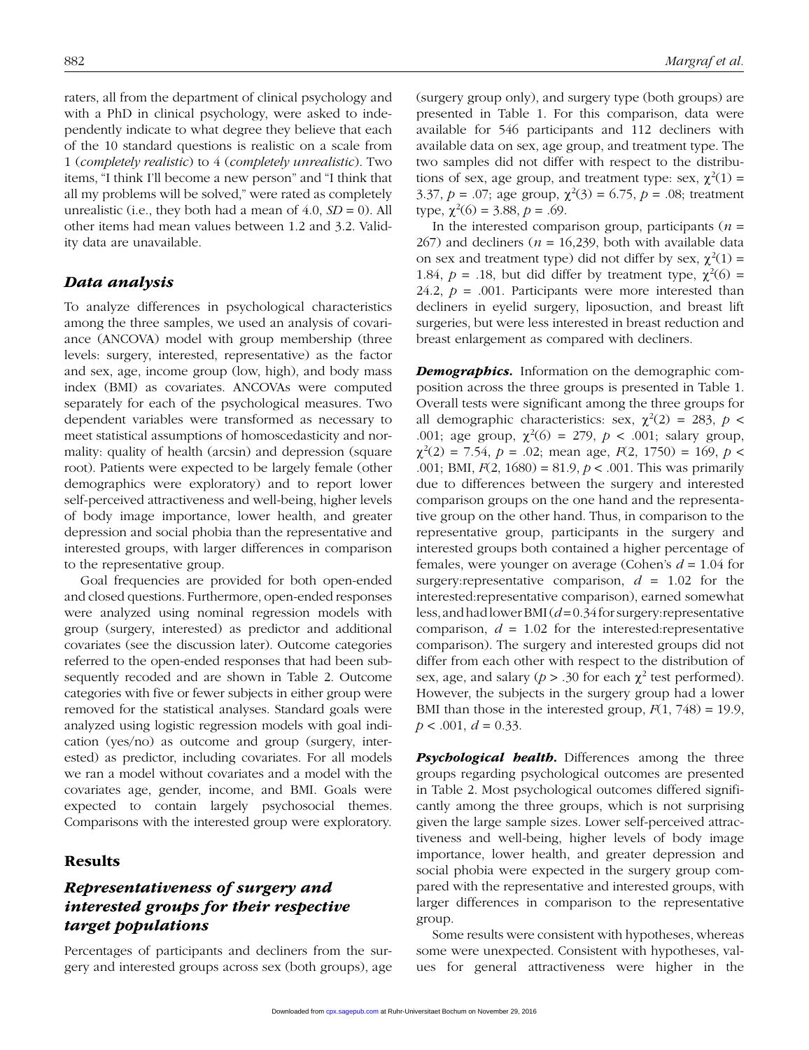raters, all from the department of clinical psychology and with a PhD in clinical psychology, were asked to independently indicate to what degree they believe that each of the 10 standard questions is realistic on a scale from 1 (*completely realistic*) to 4 (*completely unrealistic*). Two items, "I think I'll become a new person" and "I think that all my problems will be solved," were rated as completely unrealistic (i.e., they both had a mean of 4.0, $SD = 0$). All other items had mean values between 1.2 and 3.2. Validity data are unavailable.

## Data analysis

To analyze differences in psychological characteristics among the three samples, we used an analysis of covariance (ANCOVA) model with group membership (three levels: surgery, interested, representative) as the factor and sex, age, income group (low, high), and body mass index (BMI) as covariates. ANCOVAs were computed separately for each of the psychological measures. Two dependent variables were transformed as necessary to meet statistical assumptions of homoscedasticity and normality: quality of health (arcsin) and depression (square root). Patients were expected to be largely female (other demographics were exploratory) and to report lower self-perceived attractiveness and well-being, higher levels of body image importance, lower health, and greater depression and social phobia than the representative and interested groups, with larger differences in comparison to the representative group.

Goal frequencies are provided for both open-ended and closed questions. Furthermore, open-ended responses were analyzed using nominal regression models with group (surgery, interested) as predictor and additional covariates (see the discussion later). Outcome categories referred to the open-ended responses that had been subsequently recoded and are shown in Table 2. Outcome categories with five or fewer subjects in either group were removed for the statistical analyses. Standard goals were analyzed using logistic regression models with goal indication (yes/no) as outcome and group (surgery, interested) as predictor, including covariates. For all models we ran a model without covariates and a model with the covariates age, gender, income, and BMI. Goals were expected to contain largely psychosocial themes. Comparisons with the interested group were exploratory.

# Results

## Representativeness of surgery and interested groups for their respective target populations

Percentages of participants and decliners from the surgery and interested groups across sex (both groups), age (surgery group only), and surgery type (both groups) are presented in Table 1. For this comparison, data were available for 546 participants and 112 decliners with available data on sex, age group, and treatment type. The two samples did not differ with respect to the distributions of sex, age group, and treatment type: sex, $\chi^2(1) = 3.37$, $p = .07$; age group, $\chi^2(3) = 6.75$, $p = .08$; treatment type, $\chi^2(6) = 3.88$, $p = .69$.

In the interested comparison group, participants ($n = 267$) and decliners ($n = 16{,}239$, both with available data on sex and treatment type) did not differ by sex, $\chi^2(1) = 1.84$, $p = .18$, but did differ by treatment type, $\chi^2(6) = 24.2$, $p = .001$. Participants were more interested than decliners in eyelid surgery, liposuction, and breast lift surgeries, but were less interested in breast reduction and breast enlargement as compared with decliners.

***Demographics.*** Information on the demographic composition across the three groups is presented in Table 1. Overall tests were significant among the three groups for all demographic characteristics: sex, $\chi^2(2) = 283$, $p < .001$; age group, $\chi^2(6) = 279$, $p < .001$; salary group, $\chi^2(2) = 7.54$, $p = .02$; mean age, $F(2, 1750) = 169$, $p < .001$; BMI, $F(2, 1680) = 81.9$, $p < .001$. This was primarily due to differences between the surgery and interested comparison groups on the one hand and the representative group on the other hand. Thus, in comparison to the representative group, participants in the surgery and interested groups both contained a higher percentage of females, were younger on average (Cohen's $d = 1.04$ for surgery:representative comparison, $d = 1.02$ for the interested:representative comparison), earned somewhat less, and had lower BMI ($d = 0.34$ for surgery:representative comparison, $d = 1.02$ for the interested:representative comparison). The surgery and interested groups did not differ from each other with respect to the distribution of sex, age, and salary ($p > .30$ for each $\chi^2$ test performed). However, the subjects in the surgery group had a lower BMI than those in the interested group, $F(1, 748) = 19.9$, $p < .001$, $d = 0.33$.

***Psychological health.*** Differences among the three groups regarding psychological outcomes are presented in Table 2. Most psychological outcomes differed significantly among the three groups, which is not surprising given the large sample sizes. Lower self-perceived attractiveness and well-being, higher levels of body image importance, lower health, and greater depression and social phobia were expected in the surgery group compared with the representative and interested groups, with larger differences in comparison to the representative group.

Some results were consistent with hypotheses, whereas some were unexpected. Consistent with hypotheses, values for general attractiveness were higher in the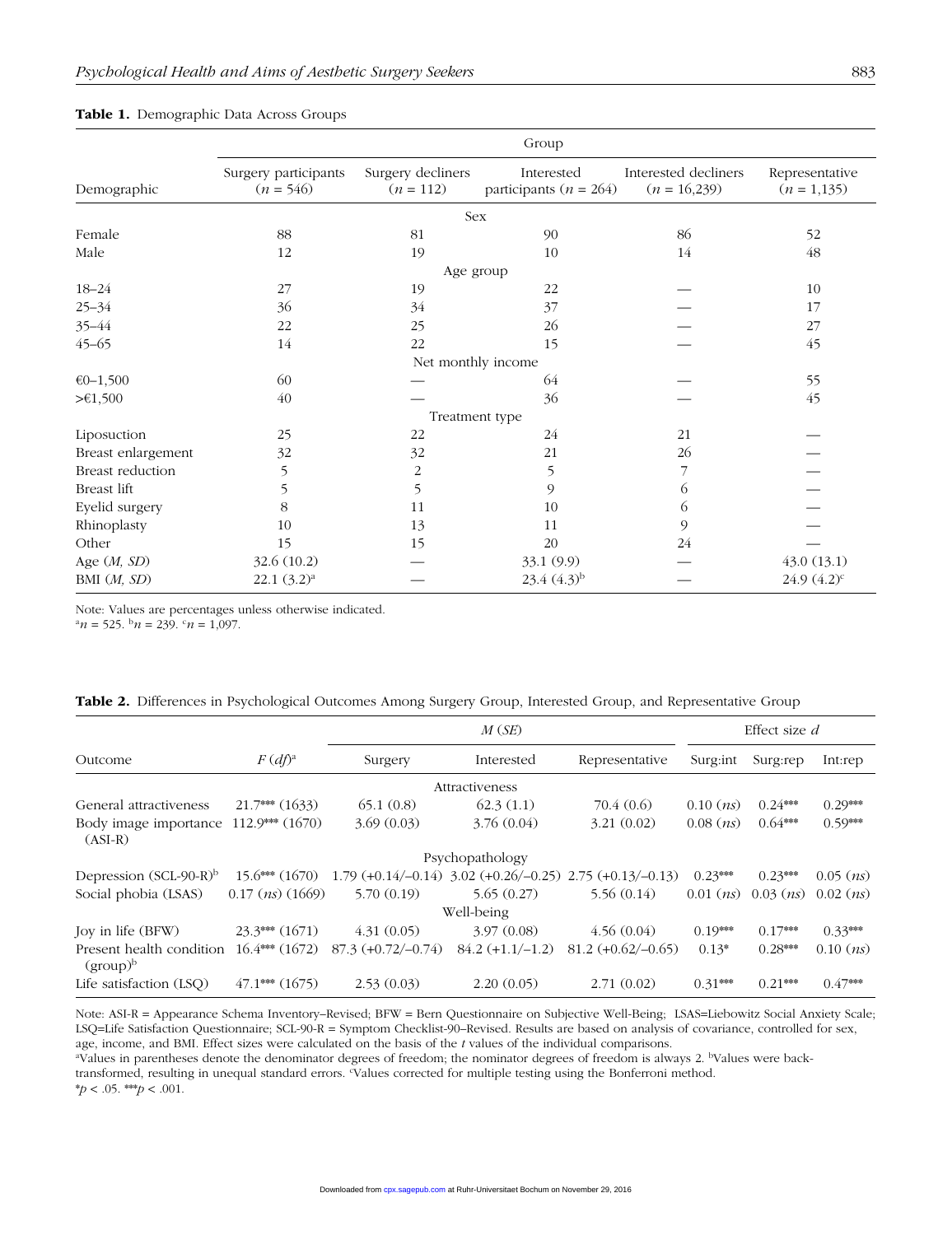**Table 1.** Demographic Data Across Groups

| Demographic | Surgery participants ($n$ = 546) | Surgery decliners ($n$ = 112) | Interested participants ($n$ = 264) | Interested decliners ($n$ = 16,239) | Representative ($n$ = 1,135) |
|---|---|---|---|---|---|
| | | | **Sex** | | |
| Female | 88 | 81 | 90 | 86 | 52 |
| Male | 12 | 19 | 10 | 14 | 48 |
| | | | **Age group** | | |
| 18–24 | 27 | 19 | 22 | — | 10 |
| 25–34 | 36 | 34 | 37 | — | 17 |
| 35–44 | 22 | 25 | 26 | — | 27 |
| 45–65 | 14 | 22 | 15 | — | 45 |
| | | | **Net monthly income** | | |
| €0–1,500 | 60 | — | 64 | — | 55 |
| >€1,500 | 40 | — | 36 | — | 45 |
| | | | **Treatment type** | | |
| Liposuction | 25 | 22 | 24 | 21 | — |
| Breast enlargement | 32 | 32 | 21 | 26 | — |
| Breast reduction | 5 | 2 | 5 | 7 | — |
| Breast lift | 5 | 5 | 9 | 6 | — |
| Eyelid surgery | 8 | 11 | 10 | 6 | — |
| Rhinoplasty | 10 | 13 | 11 | 9 | — |
| Other | 15 | 15 | 20 | 24 | — |
| Age (*M, SD*) | 32.6 (10.2) | — | 33.1 (9.9) | — | 43.0 (13.1) |
| BMI (*M, SD*) | 22.1 (3.2)[a] | — | 23.4 (4.3)[b] | — | 24.9 (4.2)[c] |

Note: Values are percentages unless otherwise indicated.
[a]$n$ = 525. [b]$n$ = 239. [c]$n$ = 1,097.

**Table 2.** Differences in Psychological Outcomes Among Surgery Group, Interested Group, and Representative Group

| Outcome | $F$ ($df$)[a] | *M* (*SE*) | | | Effect size $d$ | | |
|---|---|---|---|---|---|---|---|
| | | Surgery | Interested | Representative | Surg:int | Surg:rep | Int:rep |
| | | | **Attractiveness** | | | | |
| General attractiveness | 21.7*** (1633) | 65.1 (0.8) | 62.3 (1.1) | 70.4 (0.6) | 0.10 (*ns*) | 0.24*** | 0.29*** |
| Body image importance (ASI-R) | 112.9*** (1670) | 3.69 (0.03) | 3.76 (0.04) | 3.21 (0.02) | 0.08 (*ns*) | 0.64*** | 0.59*** |
| | | | **Psychopathology** | | | | |
| Depression (SCL-90-R)[b] | 15.6*** (1670) | 1.79 (+0.14/−0.14) | 3.02 (+0.26/−0.25) | 2.75 (+0.13/−0.13) | 0.23*** | 0.23*** | 0.05 (*ns*) |
| Social phobia (LSAS) | 0.17 (*ns*) (1669) | 5.70 (0.19) | 5.65 (0.27) | 5.56 (0.14) | 0.01 (*ns*) | 0.03 (*ns*) | 0.02 (*ns*) |
| | | | **Well-being** | | | | |
| Joy in life (BFW) | 23.3*** (1671) | 4.31 (0.05) | 3.97 (0.08) | 4.56 (0.04) | 0.19*** | 0.17*** | 0.33*** |
| Present health condition (group)[b] | 16.4*** (1672) | 87.3 (+0.72/−0.74) | 84.2 (+1.1/−1.2) | 81.2 (+0.62/−0.65) | 0.13* | 0.28*** | 0.10 (*ns*) |
| Life satisfaction (LSQ) | 47.1*** (1675) | 2.53 (0.03) | 2.20 (0.05) | 2.71 (0.02) | 0.31*** | 0.21*** | 0.47*** |

Note: ASI-R = Appearance Schema Inventory–Revised; BFW = Bern Questionnaire on Subjective Well-Being; LSAS=Liebowitz Social Anxiety Scale; LSQ=Life Satisfaction Questionnaire; SCL-90-R = Symptom Checklist-90–Revised. Results are based on analysis of covariance, controlled for sex, age, income, and BMI. Effect sizes were calculated on the basis of the $t$ values of the individual comparisons.
[a]Values in parentheses denote the denominator degrees of freedom; the nominator degrees of freedom is always 2. [b]Values were back-transformed, resulting in unequal standard errors. [c]Values corrected for multiple testing using the Bonferroni method.
*$p$ < .05. ***$p$ < .001.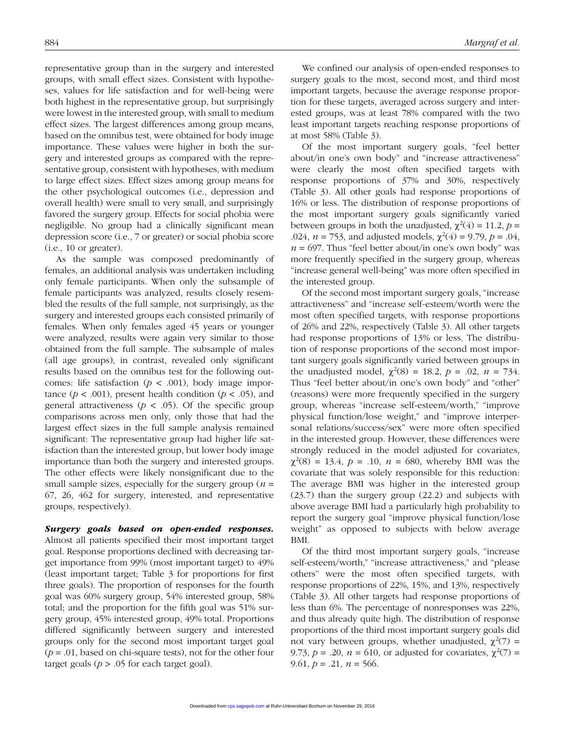representative group than in the surgery and interested groups, with small effect sizes. Consistent with hypotheses, values for life satisfaction and for well-being were both highest in the representative group, but surprisingly were lowest in the interested group, with small to medium effect sizes. The largest differences among group means, based on the omnibus test, were obtained for body image importance. These values were higher in both the surgery and interested groups as compared with the representative group, consistent with hypotheses, with medium to large effect sizes. Effect sizes among group means for the other psychological outcomes (i.e., depression and overall health) were small to very small, and surprisingly favored the surgery group. Effects for social phobia were negligible. No group had a clinically significant mean depression score (i.e., 7 or greater) or social phobia score (i.e., 10 or greater).

As the sample was composed predominantly of females, an additional analysis was undertaken including only female participants. When only the subsample of female participants was analyzed, results closely resembled the results of the full sample, not surprisingly, as the surgery and interested groups each consisted primarily of females. When only females aged 45 years or younger were analyzed, results were again very similar to those obtained from the full sample. The subsample of males (all age groups), in contrast, revealed only significant results based on the omnibus test for the following outcomes: life satisfaction ($p < .001$), body image importance ($p < .001$), present health condition ($p < .05$), and general attractiveness ($p < .05$). Of the specific group comparisons across men only, only those that had the largest effect sizes in the full sample analysis remained significant: The representative group had higher life satisfaction than the interested group, but lower body image importance than both the surgery and interested groups. The other effects were likely nonsignificant due to the small sample sizes, especially for the surgery group ($n$ = 67, 26, 462 for surgery, interested, and representative groups, respectively).

***Surgery goals based on open-ended responses.*** Almost all patients specified their most important target goal. Response proportions declined with decreasing target importance from 99% (most important target) to 49% (least important target; Table 3 for proportions for first three goals). The proportion of responses for the fourth goal was 60% surgery group, 54% interested group, 58% total; and the proportion for the fifth goal was 51% surgery group, 45% interested group, 49% total. Proportions differed significantly between surgery and interested groups only for the second most important target goal ($p = .01$, based on chi-square tests), not for the other four target goals ($p > .05$ for each target goal).

We confined our analysis of open-ended responses to surgery goals to the most, second most, and third most important targets, because the average response proportion for these targets, averaged across surgery and interested groups, was at least 78% compared with the two least important targets reaching response proportions of at most 58% (Table 3).

Of the most important surgery goals, "feel better about/in one's own body" and "increase attractiveness" were clearly the most often specified targets with response proportions of 37% and 30%, respectively (Table 3). All other goals had response proportions of 16% or less. The distribution of response proportions of the most important surgery goals significantly varied between groups in both the unadjusted, $\chi^2(4) = 11.2$, $p = .024$, $n = 753$, and adjusted models, $\chi^2(4) = 9.79$, $p = .04$, $n = 697$. Thus "feel better about/in one's own body" was more frequently specified in the surgery group, whereas "increase general well-being" was more often specified in the interested group.

Of the second most important surgery goals, "increase attractiveness" and "increase self-esteem/worth" were the most often specified targets, with response proportions of 26% and 22%, respectively (Table 3). All other targets had response proportions of 13% or less. The distribution of response proportions of the second most important surgery goals significantly varied between groups in the unadjusted model, $\chi^2(8) = 18.2$, $p = .02$, $n = 734$. Thus "feel better about/in one's own body" and "other" (reasons) were more frequently specified in the surgery group, whereas "increase self-esteem/worth," "improve physical function/lose weight," and "improve interpersonal relations/success/sex" were more often specified in the interested group. However, these differences were strongly reduced in the model adjusted for covariates, $\chi^2(8) = 13.4$, $p = .10$, $n = 680$, whereby BMI was the covariate that was solely responsible for this reduction: The average BMI was higher in the interested group (23.7) than the surgery group (22.2) and subjects with above average BMI had a particularly high probability to report the surgery goal "improve physical function/lose weight" as opposed to subjects with below average BMI.

Of the third most important surgery goals, "increase self-esteem/worth," "increase attractiveness," and "please others" were the most often specified targets, with response proportions of 22%, 15%, and 13%, respectively (Table 3). All other targets had response proportions of less than 6%. The percentage of nonresponses was 22%, and thus already quite high. The distribution of response proportions of the third most important surgery goals did not vary between groups, whether unadjusted, $\chi^2(7) = 9.73$, $p = .20$, $n = 610$, or adjusted for covariates, $\chi^2(7) = 9.61$, $p = .21$, $n = 566$.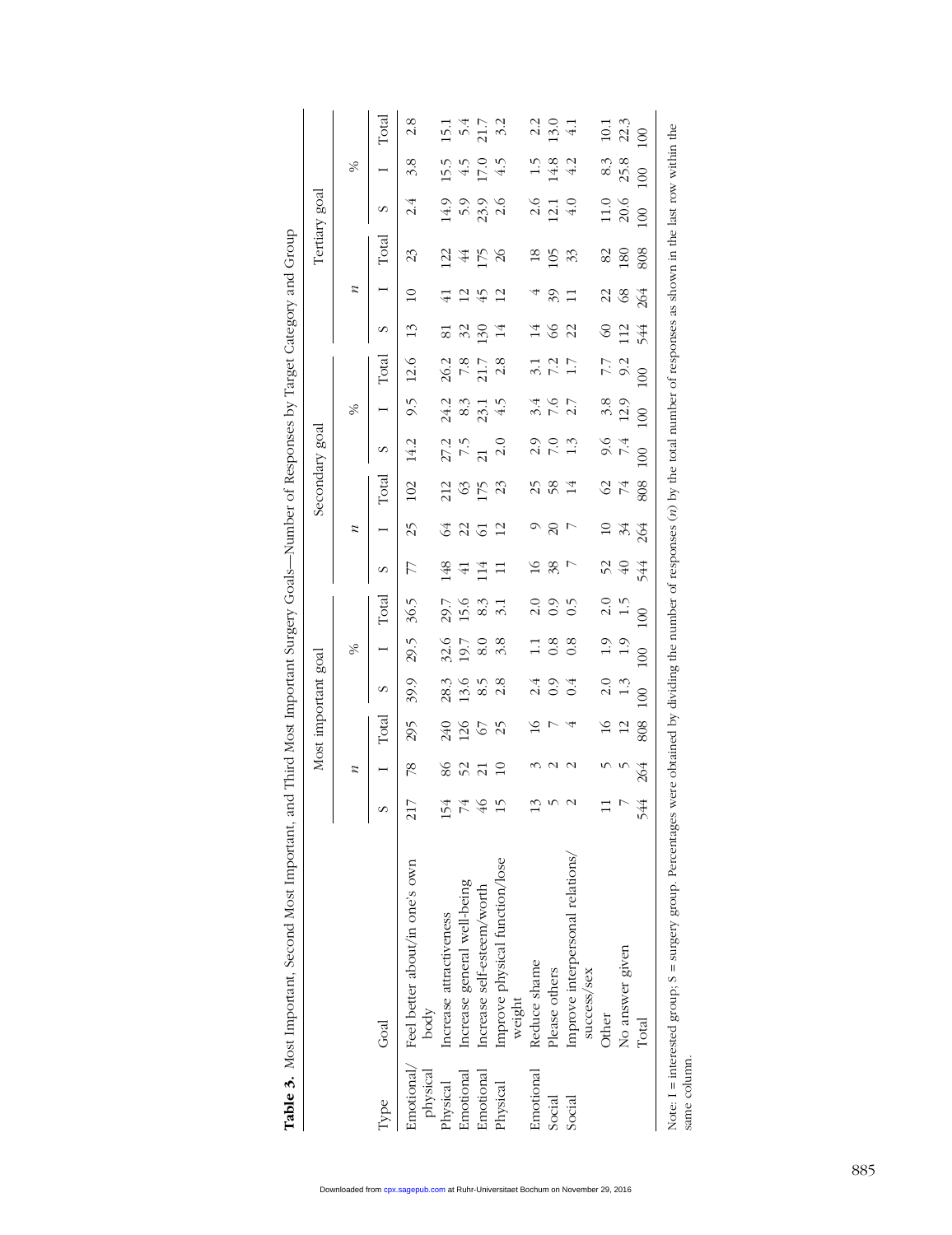**Table 3.** Most Important, Second Most Important, and Third Most Important Surgery Goals—Number of Responses by Target Category and Group

| Type | Goal | Most important goal | | | | | | Secondary goal | | | | | | Tertiary goal | | | | | |
|---|---|---|---|---|---|---|---|---|---|---|---|---|---|---|---|---|---|---|---|
| | | *n* | | | % | | | *n* | | | % | | | *n* | | | % | | |
| | | S | I | Total | S | I | Total | S | I | Total | S | I | Total | S | I | Total | S | I | Total |
| Emotional/ physical | Feel better about/in one's own body | 217 | 78 | 295 | 39.9 | 29.5 | 36.5 | 77 | 25 | 102 | 14.2 | 9.5 | 12.6 | 13 | 10 | 23 | 2.4 | 3.8 | 2.8 |
| Physical | Increase attractiveness | 154 | 86 | 240 | 28.3 | 32.6 | 29.7 | 148 | 64 | 212 | 27.2 | 24.2 | 26.2 | 81 | 41 | 122 | 14.9 | 15.5 | 15.1 |
| Emotional | Increase general well-being | 74 | 52 | 126 | 13.6 | 19.7 | 15.6 | 41 | 22 | 63 | 7.5 | 8.3 | 7.8 | 32 | 12 | 44 | 5.9 | 4.5 | 5.4 |
| Emotional | Increase self-esteem/worth | 46 | 21 | 67 | 8.5 | 8.0 | 8.3 | 114 | 61 | 175 | 21 | 23.1 | 21.7 | 130 | 45 | 175 | 23.9 | 17.0 | 21.7 |
| Physical | Improve physical function/lose weight | 15 | 10 | 25 | 2.8 | 3.8 | 3.1 | 11 | 12 | 23 | 2.0 | 4.5 | 2.8 | 14 | 12 | 26 | 2.6 | 4.5 | 3.2 |
| Emotional | Reduce shame | 13 | 3 | 16 | 2.4 | 1.1 | 2.0 | 16 | 9 | 25 | 2.9 | 3.4 | 3.1 | 14 | 4 | 18 | 2.6 | 1.5 | 2.2 |
| Social | Please others | 5 | 2 | 7 | 0.9 | 0.8 | 0.9 | 38 | 20 | 58 | 7.0 | 7.6 | 7.2 | 66 | 39 | 105 | 12.1 | 14.8 | 13.0 |
| Social | Improve interpersonal relations/ success/sex | 2 | 2 | 4 | 0.4 | 0.8 | 0.5 | 7 | 7 | 14 | 1.3 | 2.7 | 1.7 | 22 | 11 | 33 | 4.0 | 4.2 | 4.1 |
| | Other | 11 | 5 | 16 | 2.0 | 1.9 | 2.0 | 52 | 10 | 62 | 9.6 | 3.8 | 7.7 | 60 | 22 | 82 | 11.0 | 8.3 | 10.1 |
| | No answer given | 7 | 5 | 12 | 1.3 | 1.9 | 1.5 | 40 | 34 | 74 | 7.4 | 12.9 | 9.2 | 112 | 68 | 180 | 20.6 | 25.8 | 22.3 |
| | Total | 544 | 264 | 808 | 100 | 100 | 100 | 544 | 264 | 808 | 100 | 100 | 100 | 544 | 264 | 808 | 100 | 100 | 100 |

Note: I = interested group; S = surgery group. Percentages were obtained by dividing the number of responses (*n*) by the total number of responses as shown in the last row within the same column.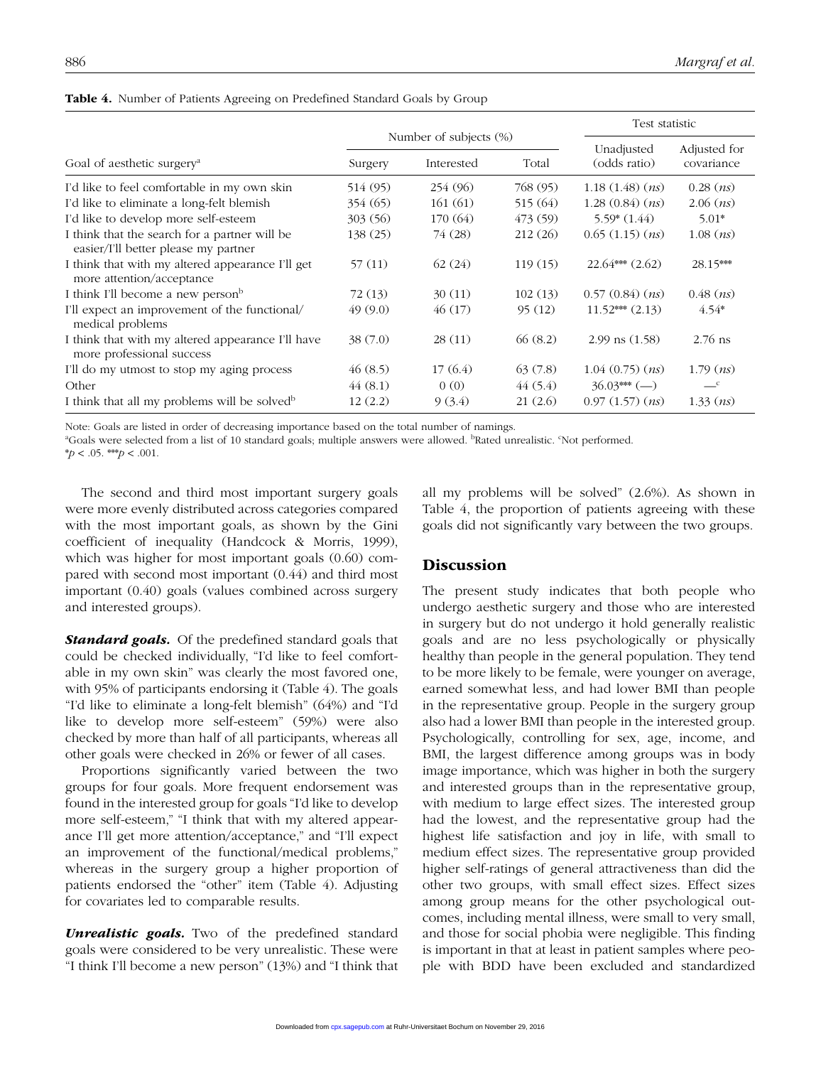**Table 4.** Number of Patients Agreeing on Predefined Standard Goals by Group

| Goal of aesthetic surgery[a] | Number of subjects (%) | | | Test statistic | |
|---|---|---|---|---|---|
| | Surgery | Interested | Total | Unadjusted (odds ratio) | Adjusted for covariance |
| I'd like to feel comfortable in my own skin | 514 (95) | 254 (96) | 768 (95) | 1.18 (1.48) (*ns*) | 0.28 (*ns*) |
| I'd like to eliminate a long-felt blemish | 354 (65) | 161 (61) | 515 (64) | 1.28 (0.84) (*ns*) | 2.06 (*ns*) |
| I'd like to develop more self-esteem | 303 (56) | 170 (64) | 473 (59) | 5.59* (1.44) | 5.01* |
| I think that the search for a partner will be easier/I'll better please my partner | 138 (25) | 74 (28) | 212 (26) | 0.65 (1.15) (*ns*) | 1.08 (*ns*) |
| I think that with my altered appearance I'll get more attention/acceptance | 57 (11) | 62 (24) | 119 (15) | 22.64*** (2.62) | 28.15*** |
| I think I'll become a new person[b] | 72 (13) | 30 (11) | 102 (13) | 0.57 (0.84) (*ns*) | 0.48 (*ns*) |
| I'll expect an improvement of the functional/ medical problems | 49 (9.0) | 46 (17) | 95 (12) | 11.52*** (2.13) | 4.54* |
| I think that with my altered appearance I'll have more professional success | 38 (7.0) | 28 (11) | 66 (8.2) | 2.99 ns (1.58) | 2.76 ns |
| I'll do my utmost to stop my aging process | 46 (8.5) | 17 (6.4) | 63 (7.8) | 1.04 (0.75) (*ns*) | 1.79 (*ns*) |
| Other | 44 (8.1) | 0 (0) | 44 (5.4) | 36.03*** (—) | —[c] |
| I think that all my problems will be solved[b] | 12 (2.2) | 9 (3.4) | 21 (2.6) | 0.97 (1.57) (*ns*) | 1.33 (*ns*) |

Note: Goals are listed in order of decreasing importance based on the total number of namings.
[a]Goals were selected from a list of 10 standard goals; multiple answers were allowed. [b]Rated unrealistic. [c]Not performed.
*$p < .05$. ***$p < .001$.

The second and third most important surgery goals were more evenly distributed across categories compared with the most important goals, as shown by the Gini coefficient of inequality (Handcock & Morris, 1999), which was higher for most important goals (0.60) compared with second most important (0.44) and third most important (0.40) goals (values combined across surgery and interested groups).

***Standard goals.*** Of the predefined standard goals that could be checked individually, "I'd like to feel comfortable in my own skin" was clearly the most favored one, with 95% of participants endorsing it (Table 4). The goals "I'd like to eliminate a long-felt blemish" (64%) and "I'd like to develop more self-esteem" (59%) were also checked by more than half of all participants, whereas all other goals were checked in 26% or fewer of all cases.

Proportions significantly varied between the two groups for four goals. More frequent endorsement was found in the interested group for goals "I'd like to develop more self-esteem," "I think that with my altered appearance I'll get more attention/acceptance," and "I'll expect an improvement of the functional/medical problems," whereas in the surgery group a higher proportion of patients endorsed the "other" item (Table 4). Adjusting for covariates led to comparable results.

***Unrealistic goals.*** Two of the predefined standard goals were considered to be very unrealistic. These were "I think I'll become a new person" (13%) and "I think that all my problems will be solved" (2.6%). As shown in Table 4, the proportion of patients agreeing with these goals did not significantly vary between the two groups.

## Discussion

The present study indicates that both people who undergo aesthetic surgery and those who are interested in surgery but do not undergo it hold generally realistic goals and are no less psychologically or physically healthy than people in the general population. They tend to be more likely to be female, were younger on average, earned somewhat less, and had lower BMI than people in the representative group. People in the surgery group also had a lower BMI than people in the interested group. Psychologically, controlling for sex, age, income, and BMI, the largest difference among groups was in body image importance, which was higher in both the surgery and interested groups than in the representative group, with medium to large effect sizes. The interested group had the lowest, and the representative group had the highest life satisfaction and joy in life, with small to medium effect sizes. The representative group provided higher self-ratings of general attractiveness than did the other two groups, with small effect sizes. Effect sizes among group means for the other psychological outcomes, including mental illness, were small to very small, and those for social phobia were negligible. This finding is important in that at least in patient samples where people with BDD have been excluded and standardized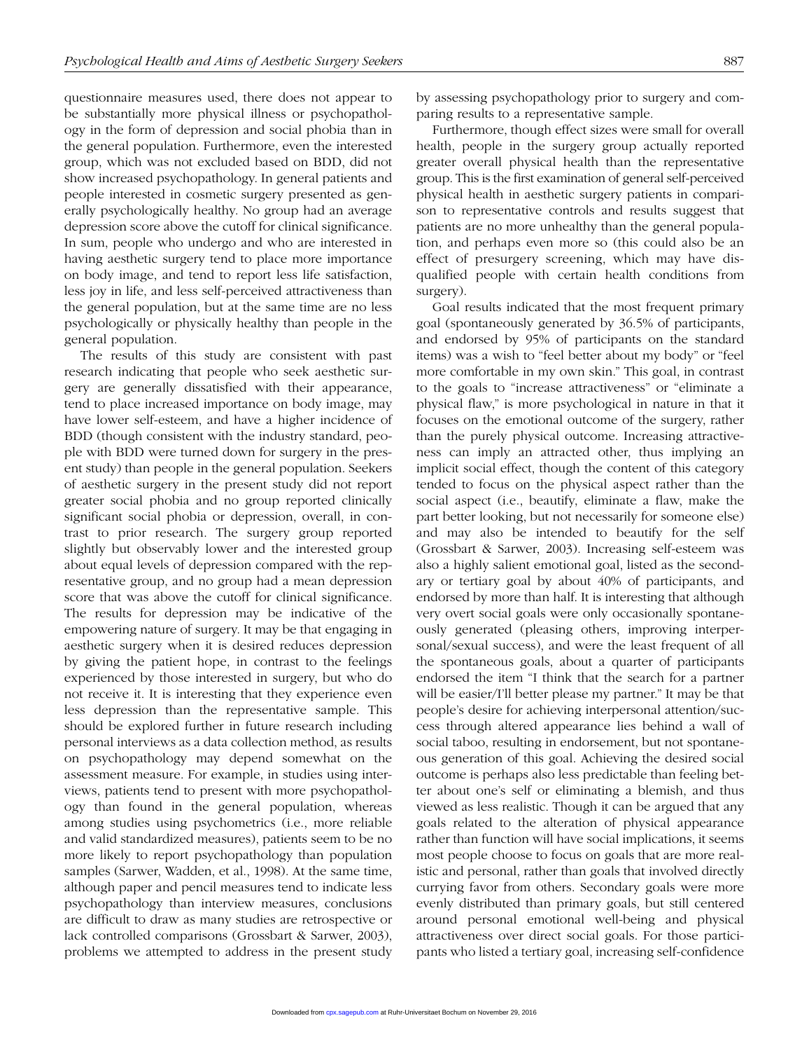questionnaire measures used, there does not appear to be substantially more physical illness or psychopathology in the form of depression and social phobia than in the general population. Furthermore, even the interested group, which was not excluded based on BDD, did not show increased psychopathology. In general patients and people interested in cosmetic surgery presented as generally psychologically healthy. No group had an average depression score above the cutoff for clinical significance. In sum, people who undergo and who are interested in having aesthetic surgery tend to place more importance on body image, and tend to report less life satisfaction, less joy in life, and less self-perceived attractiveness than the general population, but at the same time are no less psychologically or physically healthy than people in the general population.

The results of this study are consistent with past research indicating that people who seek aesthetic surgery are generally dissatisfied with their appearance, tend to place increased importance on body image, may have lower self-esteem, and have a higher incidence of BDD (though consistent with the industry standard, people with BDD were turned down for surgery in the present study) than people in the general population. Seekers of aesthetic surgery in the present study did not report greater social phobia and no group reported clinically significant social phobia or depression, overall, in contrast to prior research. The surgery group reported slightly but observably lower and the interested group about equal levels of depression compared with the representative group, and no group had a mean depression score that was above the cutoff for clinical significance. The results for depression may be indicative of the empowering nature of surgery. It may be that engaging in aesthetic surgery when it is desired reduces depression by giving the patient hope, in contrast to the feelings experienced by those interested in surgery, but who do not receive it. It is interesting that they experience even less depression than the representative sample. This should be explored further in future research including personal interviews as a data collection method, as results on psychopathology may depend somewhat on the assessment measure. For example, in studies using interviews, patients tend to present with more psychopathology than found in the general population, whereas among studies using psychometrics (i.e., more reliable and valid standardized measures), patients seem to be no more likely to report psychopathology than population samples (Sarwer, Wadden, et al., 1998). At the same time, although paper and pencil measures tend to indicate less psychopathology than interview measures, conclusions are difficult to draw as many studies are retrospective or lack controlled comparisons (Grossbart & Sarwer, 2003), problems we attempted to address in the present study by assessing psychopathology prior to surgery and comparing results to a representative sample.

Furthermore, though effect sizes were small for overall health, people in the surgery group actually reported greater overall physical health than the representative group. This is the first examination of general self-perceived physical health in aesthetic surgery patients in comparison to representative controls and results suggest that patients are no more unhealthy than the general population, and perhaps even more so (this could also be an effect of presurgery screening, which may have disqualified people with certain health conditions from surgery).

Goal results indicated that the most frequent primary goal (spontaneously generated by 36.5% of participants, and endorsed by 95% of participants on the standard items) was a wish to "feel better about my body" or "feel more comfortable in my own skin." This goal, in contrast to the goals to "increase attractiveness" or "eliminate a physical flaw," is more psychological in nature in that it focuses on the emotional outcome of the surgery, rather than the purely physical outcome. Increasing attractiveness can imply an attracted other, thus implying an implicit social effect, though the content of this category tended to focus on the physical aspect rather than the social aspect (i.e., beautify, eliminate a flaw, make the part better looking, but not necessarily for someone else) and may also be intended to beautify for the self (Grossbart & Sarwer, 2003). Increasing self-esteem was also a highly salient emotional goal, listed as the secondary or tertiary goal by about 40% of participants, and endorsed by more than half. It is interesting that although very overt social goals were only occasionally spontaneously generated (pleasing others, improving interpersonal/sexual success), and were the least frequent of all the spontaneous goals, about a quarter of participants endorsed the item "I think that the search for a partner will be easier/I'll better please my partner." It may be that people's desire for achieving interpersonal attention/success through altered appearance lies behind a wall of social taboo, resulting in endorsement, but not spontaneous generation of this goal. Achieving the desired social outcome is perhaps also less predictable than feeling better about one's self or eliminating a blemish, and thus viewed as less realistic. Though it can be argued that any goals related to the alteration of physical appearance rather than function will have social implications, it seems most people choose to focus on goals that are more realistic and personal, rather than goals that involved directly currying favor from others. Secondary goals were more evenly distributed than primary goals, but still centered around personal emotional well-being and physical attractiveness over direct social goals. For those participants who listed a tertiary goal, increasing self-confidence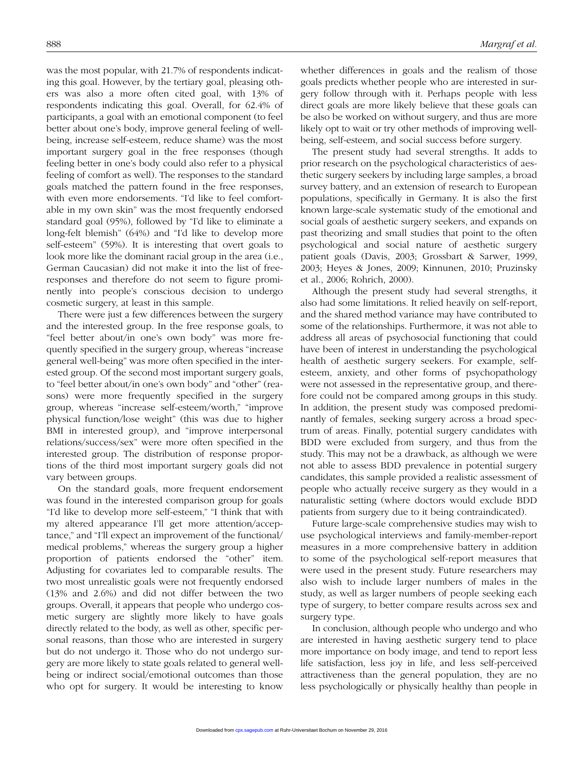was the most popular, with 21.7% of respondents indicating this goal. However, by the tertiary goal, pleasing others was also a more often cited goal, with 13% of respondents indicating this goal. Overall, for 62.4% of participants, a goal with an emotional component (to feel better about one's body, improve general feeling of well-being, increase self-esteem, reduce shame) was the most important surgery goal in the free responses (though feeling better in one's body could also refer to a physical feeling of comfort as well). The responses to the standard goals matched the pattern found in the free responses, with even more endorsements. "I'd like to feel comfortable in my own skin" was the most frequently endorsed standard goal (95%), followed by "I'd like to eliminate a long-felt blemish" (64%) and "I'd like to develop more self-esteem" (59%). It is interesting that overt goals to look more like the dominant racial group in the area (i.e., German Caucasian) did not make it into the list of free-responses and therefore do not seem to figure prominently into people's conscious decision to undergo cosmetic surgery, at least in this sample.

There were just a few differences between the surgery and the interested group. In the free response goals, to "feel better about/in one's own body" was more frequently specified in the surgery group, whereas "increase general well-being" was more often specified in the interested group. Of the second most important surgery goals, to "feel better about/in one's own body" and "other" (reasons) were more frequently specified in the surgery group, whereas "increase self-esteem/worth," "improve physical function/lose weight" (this was due to higher BMI in interested group), and "improve interpersonal relations/success/sex" were more often specified in the interested group. The distribution of response proportions of the third most important surgery goals did not vary between groups.

On the standard goals, more frequent endorsement was found in the interested comparison group for goals "I'd like to develop more self-esteem," "I think that with my altered appearance I'll get more attention/acceptance," and "I'll expect an improvement of the functional/medical problems," whereas the surgery group a higher proportion of patients endorsed the "other" item. Adjusting for covariates led to comparable results. The two most unrealistic goals were not frequently endorsed (13% and 2.6%) and did not differ between the two groups. Overall, it appears that people who undergo cosmetic surgery are slightly more likely to have goals directly related to the body, as well as other, specific personal reasons, than those who are interested in surgery but do not undergo it. Those who do not undergo surgery are more likely to state goals related to general well-being or indirect social/emotional outcomes than those who opt for surgery. It would be interesting to know whether differences in goals and the realism of those goals predicts whether people who are interested in surgery follow through with it. Perhaps people with less direct goals are more likely believe that these goals can be also be worked on without surgery, and thus are more likely opt to wait or try other methods of improving well-being, self-esteem, and social success before surgery.

The present study had several strengths. It adds to prior research on the psychological characteristics of aesthetic surgery seekers by including large samples, a broad survey battery, and an extension of research to European populations, specifically in Germany. It is also the first known large-scale systematic study of the emotional and social goals of aesthetic surgery seekers, and expands on past theorizing and small studies that point to the often psychological and social nature of aesthetic surgery patient goals (Davis, 2003; Grossbart & Sarwer, 1999, 2003; Heyes & Jones, 2009; Kinnunen, 2010; Pruzinsky et al., 2006; Rohrich, 2000).

Although the present study had several strengths, it also had some limitations. It relied heavily on self-report, and the shared method variance may have contributed to some of the relationships. Furthermore, it was not able to address all areas of psychosocial functioning that could have been of interest in understanding the psychological health of aesthetic surgery seekers. For example, self-esteem, anxiety, and other forms of psychopathology were not assessed in the representative group, and therefore could not be compared among groups in this study. In addition, the present study was composed predominantly of females, seeking surgery across a broad spectrum of areas. Finally, potential surgery candidates with BDD were excluded from surgery, and thus from the study. This may not be a drawback, as although we were not able to assess BDD prevalence in potential surgery candidates, this sample provided a realistic assessment of people who actually receive surgery as they would in a naturalistic setting (where doctors would exclude BDD patients from surgery due to it being contraindicated).

Future large-scale comprehensive studies may wish to use psychological interviews and family-member-report measures in a more comprehensive battery in addition to some of the psychological self-report measures that were used in the present study. Future researchers may also wish to include larger numbers of males in the study, as well as larger numbers of people seeking each type of surgery, to better compare results across sex and surgery type.

In conclusion, although people who undergo and who are interested in having aesthetic surgery tend to place more importance on body image, and tend to report less life satisfaction, less joy in life, and less self-perceived attractiveness than the general population, they are no less psychologically or physically healthy than people in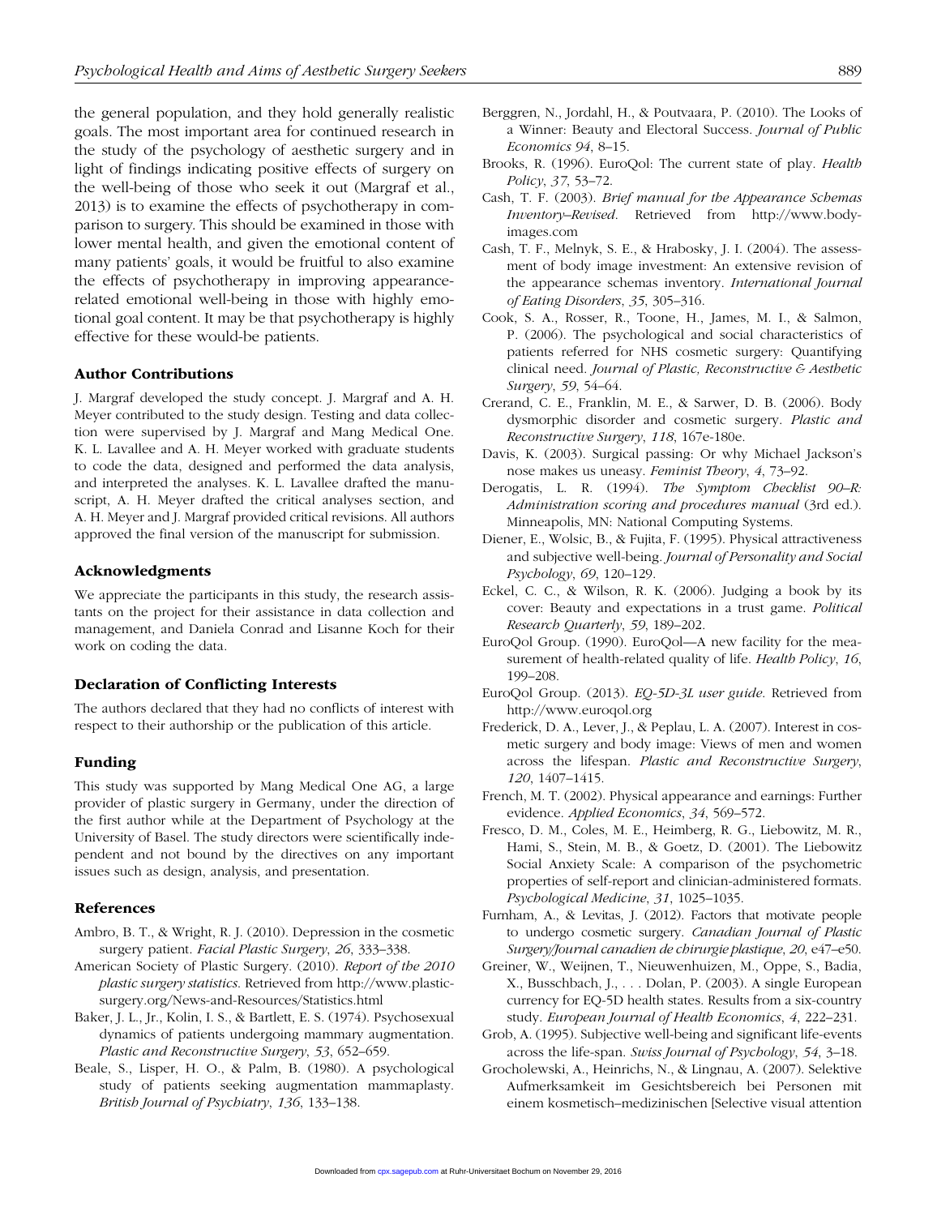the general population, and they hold generally realistic goals. The most important area for continued research in the study of the psychology of aesthetic surgery and in light of findings indicating positive effects of surgery on the well-being of those who seek it out (Margraf et al., 2013) is to examine the effects of psychotherapy in comparison to surgery. This should be examined in those with lower mental health, and given the emotional content of many patients' goals, it would be fruitful to also examine the effects of psychotherapy in improving appearance-related emotional well-being in those with highly emotional goal content. It may be that psychotherapy is highly effective for these would-be patients.

### Author Contributions

J. Margraf developed the study concept. J. Margraf and A. H. Meyer contributed to the study design. Testing and data collection were supervised by J. Margraf and Mang Medical One. K. L. Lavallee and A. H. Meyer worked with graduate students to code the data, designed and performed the data analysis, and interpreted the analyses. K. L. Lavallee drafted the manuscript, A. H. Meyer drafted the critical analyses section, and A. H. Meyer and J. Margraf provided critical revisions. All authors approved the final version of the manuscript for submission.

### Acknowledgments

We appreciate the participants in this study, the research assistants on the project for their assistance in data collection and management, and Daniela Conrad and Lisanne Koch for their work on coding the data.

### Declaration of Conflicting Interests

The authors declared that they had no conflicts of interest with respect to their authorship or the publication of this article.

### Funding

This study was supported by Mang Medical One AG, a large provider of plastic surgery in Germany, under the direction of the first author while at the Department of Psychology at the University of Basel. The study directors were scientifically independent and not bound by the directives on any important issues such as design, analysis, and presentation.

### References

Ambro, B. T., & Wright, R. J. (2010). Depression in the cosmetic surgery patient. *Facial Plastic Surgery*, *26*, 333–338.

American Society of Plastic Surgery. (2010). *Report of the 2010 plastic surgery statistics*. Retrieved from http://www.plasticsurgery.org/News-and-Resources/Statistics.html

Baker, J. L., Jr., Kolin, I. S., & Bartlett, E. S. (1974). Psychosexual dynamics of patients undergoing mammary augmentation. *Plastic and Reconstructive Surgery*, *53*, 652–659.

Beale, S., Lisper, H. O., & Palm, B. (1980). A psychological study of patients seeking augmentation mammaplasty. *British Journal of Psychiatry*, *136*, 133–138.

Berggren, N., Jordahl, H., & Poutvaara, P. (2010). The Looks of a Winner: Beauty and Electoral Success. *Journal of Public Economics 94*, 8–15.

Brooks, R. (1996). EuroQol: The current state of play. *Health Policy*, *37*, 53–72.

Cash, T. F. (2003). *Brief manual for the Appearance Schemas Inventory–Revised*. Retrieved from http://www.body-images.com

Cash, T. F., Melnyk, S. E., & Hrabosky, J. I. (2004). The assessment of body image investment: An extensive revision of the appearance schemas inventory. *International Journal of Eating Disorders*, *35*, 305–316.

Cook, S. A., Rosser, R., Toone, H., James, M. I., & Salmon, P. (2006). The psychological and social characteristics of patients referred for NHS cosmetic surgery: Quantifying clinical need. *Journal of Plastic, Reconstructive & Aesthetic Surgery*, *59*, 54–64.

Crerand, C. E., Franklin, M. E., & Sarwer, D. B. (2006). Body dysmorphic disorder and cosmetic surgery. *Plastic and Reconstructive Surgery*, *118*, 167e-180e.

Davis, K. (2003). Surgical passing: Or why Michael Jackson's nose makes us uneasy. *Feminist Theory*, *4*, 73–92.

Derogatis, L. R. (1994). *The Symptom Checklist 90–R: Administration scoring and procedures manual* (3rd ed.). Minneapolis, MN: National Computing Systems.

Diener, E., Wolsic, B., & Fujita, F. (1995). Physical attractiveness and subjective well-being. *Journal of Personality and Social Psychology*, *69*, 120–129.

Eckel, C. C., & Wilson, R. K. (2006). Judging a book by its cover: Beauty and expectations in a trust game. *Political Research Quarterly*, *59*, 189–202.

EuroQol Group. (1990). EuroQol—A new facility for the measurement of health-related quality of life. *Health Policy*, *16*, 199–208.

EuroQol Group. (2013). *EQ-5D-3L user guide*. Retrieved from http://www.euroqol.org

Frederick, D. A., Lever, J., & Peplau, L. A. (2007). Interest in cosmetic surgery and body image: Views of men and women across the lifespan. *Plastic and Reconstructive Surgery*, *120*, 1407–1415.

French, M. T. (2002). Physical appearance and earnings: Further evidence. *Applied Economics*, *34*, 569–572.

Fresco, D. M., Coles, M. E., Heimberg, R. G., Liebowitz, M. R., Hami, S., Stein, M. B., & Goetz, D. (2001). The Liebowitz Social Anxiety Scale: A comparison of the psychometric properties of self-report and clinician-administered formats. *Psychological Medicine*, *31*, 1025–1035.

Furnham, A., & Levitas, J. (2012). Factors that motivate people to undergo cosmetic surgery. *Canadian Journal of Plastic Surgery/Journal canadien de chirurgie plastique*, *20*, e47–e50.

Greiner, W., Weijnen, T., Nieuwenhuizen, M., Oppe, S., Badia, X., Busschbach, J., . . . Dolan, P. (2003). A single European currency for EQ-5D health states. Results from a six-country study. *European Journal of Health Economics*, *4*, 222–231.

Grob, A. (1995). Subjective well-being and significant life-events across the life-span. *Swiss Journal of Psychology*, *54*, 3–18.

Grocholewski, A., Heinrichs, N., & Lingnau, A. (2007). Selektive Aufmerksamkeit im Gesichtsbereich bei Personen mit einem kosmetisch–medizinischen [Selective visual attention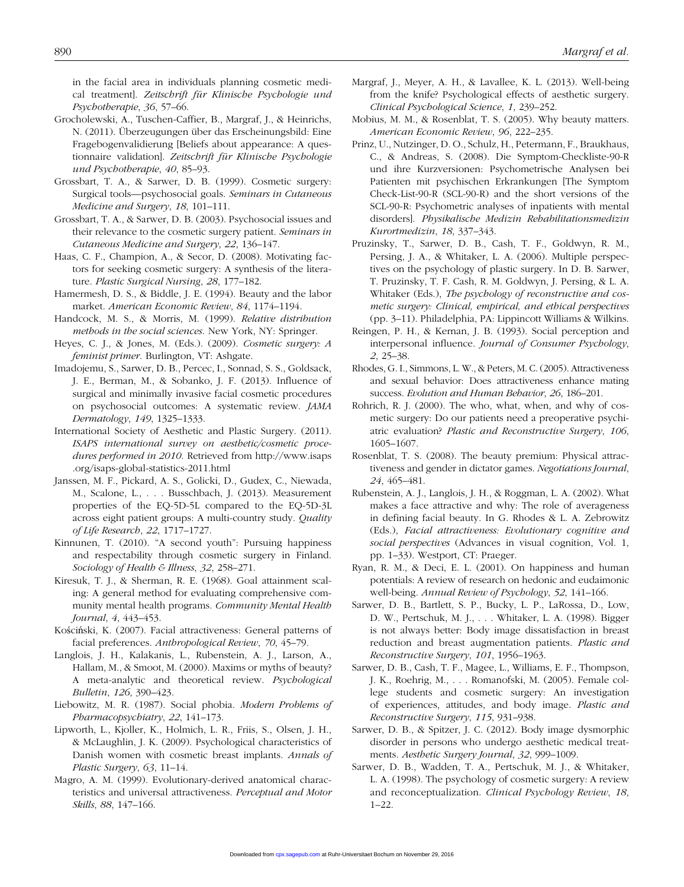in the facial area in individuals planning cosmetic medical treatment]. *Zeitschrift für Klinische Psychologie und Psychotherapie*, *36*, 57–66.

Grocholewski, A., Tuschen-Caffier, B., Margraf, J., & Heinrichs, N. (2011). Überzeugungen über das Erscheinungsbild: Eine Fragebogenvalidierung [Beliefs about appearance: A questionnaire validation]. *Zeitschrift für Klinische Psychologie und Psychotherapie*, *40*, 85–93.

Grossbart, T. A., & Sarwer, D. B. (1999). Cosmetic surgery: Surgical tools—psychosocial goals. *Seminars in Cutaneous Medicine and Surgery*, *18*, 101–111.

Grossbart, T. A., & Sarwer, D. B. (2003). Psychosocial issues and their relevance to the cosmetic surgery patient. *Seminars in Cutaneous Medicine and Surgery*, *22*, 136–147.

Haas, C. F., Champion, A., & Secor, D. (2008). Motivating factors for seeking cosmetic surgery: A synthesis of the literature. *Plastic Surgical Nursing*, *28*, 177–182.

Hamermesh, D. S., & Biddle, J. E. (1994). Beauty and the labor market. *American Economic Review*, *84*, 1174–1194.

Handcock, M. S., & Morris, M. (1999). *Relative distribution methods in the social sciences*. New York, NY: Springer.

Heyes, C. J., & Jones, M. (Eds.). (2009). *Cosmetic surgery: A feminist primer*. Burlington, VT: Ashgate.

Imadojemu, S., Sarwer, D. B., Percec, I., Sonnad, S. S., Goldsack, J. E., Berman, M., & Sobanko, J. F. (2013). Influence of surgical and minimally invasive facial cosmetic procedures on psychosocial outcomes: A systematic review. *JAMA Dermatology*, *149*, 1325–1333.

International Society of Aesthetic and Plastic Surgery. (2011). *ISAPS international survey on aesthetic/cosmetic procedures performed in 2010*. Retrieved from http://www.isaps.org/isaps-global-statistics-2011.html

Janssen, M. F., Pickard, A. S., Golicki, D., Gudex, C., Niewada, M., Scalone, L., . . . Busschbach, J. (2013). Measurement properties of the EQ-5D-5L compared to the EQ-5D-3L across eight patient groups: A multi-country study. *Quality of Life Research*, *22*, 1717–1727.

Kinnunen, T. (2010). "A second youth": Pursuing happiness and respectability through cosmetic surgery in Finland. *Sociology of Health & Illness*, *32*, 258–271.

Kiresuk, T. J., & Sherman, R. E. (1968). Goal attainment scaling: A general method for evaluating comprehensive community mental health programs. *Community Mental Health Journal*, *4*, 443–453.

Kościński, K. (2007). Facial attractiveness: General patterns of facial preferences. *Anthropological Review*, *70*, 45–79.

Langlois, J. H., Kalakanis, L., Rubenstein, A. J., Larson, A., Hallam, M., & Smoot, M. (2000). Maxims or myths of beauty? A meta-analytic and theoretical review. *Psychological Bulletin*, *126*, 390–423.

Liebowitz, M. R. (1987). Social phobia. *Modern Problems of Pharmacopsychiatry*, *22*, 141–173.

Lipworth, L., Kjoller, K., Holmich, L. R., Friis, S., Olsen, J. H., & McLaughlin, J. K. (2009). Psychological characteristics of Danish women with cosmetic breast implants. *Annals of Plastic Surgery*, *63*, 11–14.

Magro, A. M. (1999). Evolutionary-derived anatomical characteristics and universal attractiveness. *Perceptual and Motor Skills*, *88*, 147–166.

Margraf, J., Meyer, A. H., & Lavallee, K. L. (2013). Well-being from the knife? Psychological effects of aesthetic surgery. *Clinical Psychological Science*, *1*, 239–252.

Mobius, M. M., & Rosenblat, T. S. (2005). Why beauty matters. *American Economic Review*, *96*, 222–235.

Prinz, U., Nutzinger, D. O., Schulz, H., Petermann, F., Braukhaus, C., & Andreas, S. (2008). Die Symptom-Checkliste-90-R und ihre Kurzversionen: Psychometrische Analysen bei Patienten mit psychischen Erkrankungen [The Symptom Check-List-90-R (SCL-90-R) and the short versions of the SCL-90-R: Psychometric analyses of inpatients with mental disorders]. *Physikalische Medizin Rehabilitationsmedizin Kurortmedizin*, *18*, 337–343.

Pruzinsky, T., Sarwer, D. B., Cash, T. F., Goldwyn, R. M., Persing, J. A., & Whitaker, L. A. (2006). Multiple perspectives on the psychology of plastic surgery. In D. B. Sarwer, T. Pruzinsky, T. F. Cash, R. M. Goldwyn, J. Persing, & L. A. Whitaker (Eds.), *The psychology of reconstructive and cosmetic surgery: Clinical, empirical, and ethical perspectives* (pp. 3–11). Philadelphia, PA: Lippincott Williams & Wilkins.

Reingen, P. H., & Kernan, J. B. (1993). Social perception and interpersonal influence. *Journal of Consumer Psychology*, *2*, 25–38.

Rhodes, G. I., Simmons, L. W., & Peters, M. C. (2005). Attractiveness and sexual behavior: Does attractiveness enhance mating success. *Evolution and Human Behavior*, *26*, 186–201.

Rohrich, R. J. (2000). The who, what, when, and why of cosmetic surgery: Do our patients need a preoperative psychiatric evaluation? *Plastic and Reconstructive Surgery*, *106*, 1605–1607.

Rosenblat, T. S. (2008). The beauty premium: Physical attractiveness and gender in dictator games. *Negotiations Journal*, *24*, 465–481.

Rubenstein, A. J., Langlois, J. H., & Roggman, L. A. (2002). What makes a face attractive and why: The role of averageness in defining facial beauty. In G. Rhodes & L. A. Zebrowitz (Eds.), *Facial attractiveness: Evolutionary cognitive and social perspectives* (Advances in visual cognition, Vol. 1, pp. 1–33). Westport, CT: Praeger.

Ryan, R. M., & Deci, E. L. (2001). On happiness and human potentials: A review of research on hedonic and eudaimonic well-being. *Annual Review of Psychology*, *52*, 141–166.

Sarwer, D. B., Bartlett, S. P., Bucky, L. P., LaRossa, D., Low, D. W., Pertschuk, M. J., . . . Whitaker, L. A. (1998). Bigger is not always better: Body image dissatisfaction in breast reduction and breast augmentation patients. *Plastic and Reconstructive Surgery*, *101*, 1956–1963.

Sarwer, D. B., Cash, T. F., Magee, L., Williams, E. F., Thompson, J. K., Roehrig, M., . . . Romanofski, M. (2005). Female college students and cosmetic surgery: An investigation of experiences, attitudes, and body image. *Plastic and Reconstructive Surgery*, *115*, 931–938.

Sarwer, D. B., & Spitzer, J. C. (2012). Body image dysmorphic disorder in persons who undergo aesthetic medical treatments. *Aesthetic Surgery Journal*, *32*, 999–1009.

Sarwer, D. B., Wadden, T. A., Pertschuk, M. J., & Whitaker, L. A. (1998). The psychology of cosmetic surgery: A review and reconceptualization. *Clinical Psychology Review*, *18*, 1–22.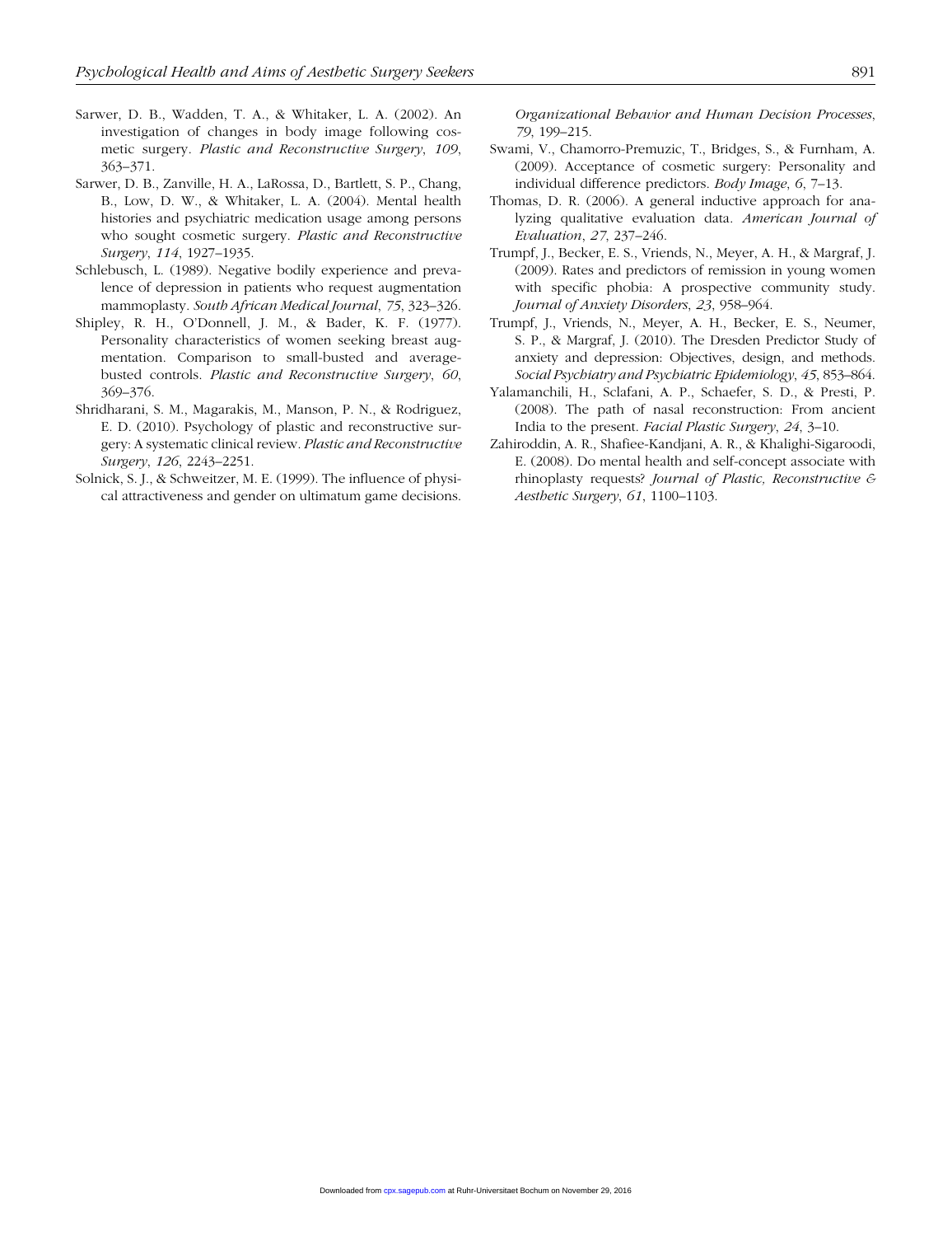Sarwer, D. B., Wadden, T. A., & Whitaker, L. A. (2002). An investigation of changes in body image following cosmetic surgery. *Plastic and Reconstructive Surgery*, *109*, 363–371.

Sarwer, D. B., Zanville, H. A., LaRossa, D., Bartlett, S. P., Chang, B., Low, D. W., & Whitaker, L. A. (2004). Mental health histories and psychiatric medication usage among persons who sought cosmetic surgery. *Plastic and Reconstructive Surgery*, *114*, 1927–1935.

Schlebusch, L. (1989). Negative bodily experience and prevalence of depression in patients who request augmentation mammoplasty. *South African Medical Journal*, *75*, 323–326.

Shipley, R. H., O'Donnell, J. M., & Bader, K. F. (1977). Personality characteristics of women seeking breast augmentation. Comparison to small-busted and average-busted controls. *Plastic and Reconstructive Surgery*, *60*, 369–376.

Shridharani, S. M., Magarakis, M., Manson, P. N., & Rodriguez, E. D. (2010). Psychology of plastic and reconstructive surgery: A systematic clinical review. *Plastic and Reconstructive Surgery*, *126*, 2243–2251.

Solnick, S. J., & Schweitzer, M. E. (1999). The influence of physical attractiveness and gender on ultimatum game decisions. *Organizational Behavior and Human Decision Processes*, *79*, 199–215.

Swami, V., Chamorro-Premuzic, T., Bridges, S., & Furnham, A. (2009). Acceptance of cosmetic surgery: Personality and individual difference predictors. *Body Image*, *6*, 7–13.

Thomas, D. R. (2006). A general inductive approach for analyzing qualitative evaluation data. *American Journal of Evaluation*, *27*, 237–246.

Trumpf, J., Becker, E. S., Vriends, N., Meyer, A. H., & Margraf, J. (2009). Rates and predictors of remission in young women with specific phobia: A prospective community study. *Journal of Anxiety Disorders*, *23*, 958–964.

Trumpf, J., Vriends, N., Meyer, A. H., Becker, E. S., Neumer, S. P., & Margraf, J. (2010). The Dresden Predictor Study of anxiety and depression: Objectives, design, and methods. *Social Psychiatry and Psychiatric Epidemiology*, *45*, 853–864.

Yalamanchili, H., Sclafani, A. P., Schaefer, S. D., & Presti, P. (2008). The path of nasal reconstruction: From ancient India to the present. *Facial Plastic Surgery*, *24*, 3–10.

Zahiroddin, A. R., Shafiee-Kandjani, A. R., & Khalighi-Sigaroodi, E. (2008). Do mental health and self-concept associate with rhinoplasty requests? *Journal of Plastic, Reconstructive & Aesthetic Surgery*, *61*, 1100–1103.